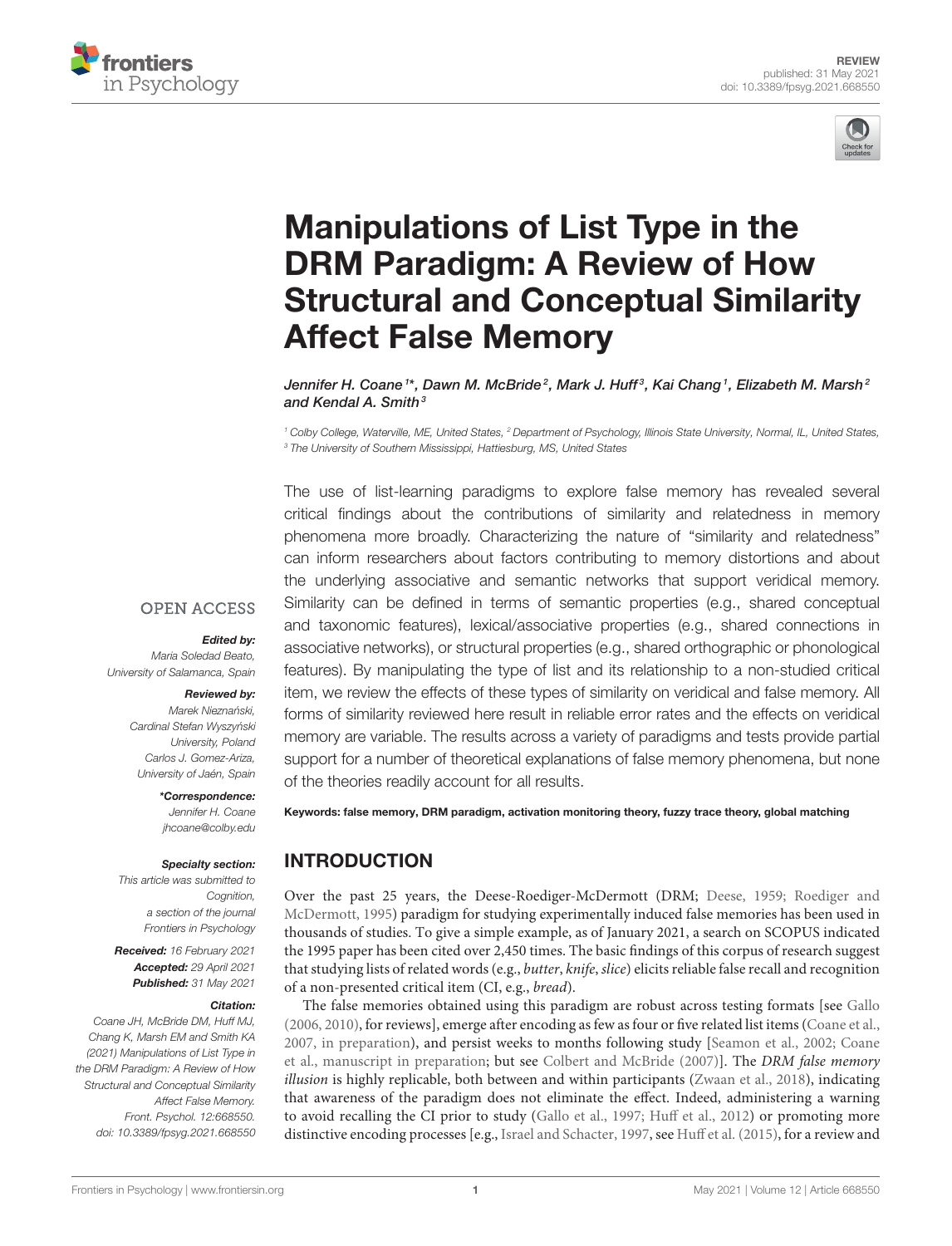REVIEW
published: 31 May 2021
doi: 10.3389/fpsyg.2021.668550

# Manipulations of List Type in the DRM Paradigm: A Review of How Structural and Conceptual Similarity Affect False Memory

*Jennifer H. Coane[1]*, Dawn M. McBride[2], Mark J. Huff[3], Kai Chang[1], Elizabeth M. Marsh[2] and Kendal A. Smith[3]*

[1] Colby College, Waterville, ME, United States, [2] Department of Psychology, Illinois State University, Normal, IL, United States, [3] The University of Southern Mississippi, Hattiesburg, MS, United States

OPEN ACCESS

**Edited by:**
Maria Soledad Beato, University of Salamanca, Spain

**Reviewed by:**
Marek Nieznański, Cardinal Stefan Wyszyński University, Poland
Carlos J. Gomez-Ariza, University of Jaén, Spain

**\*Correspondence:**
Jennifer H. Coane
jhcoane@colby.edu

**Specialty section:**
This article was submitted to Cognition, a section of the journal Frontiers in Psychology

**Received:** 16 February 2021
**Accepted:** 29 April 2021
**Published:** 31 May 2021

**Citation:**
Coane JH, McBride DM, Huff MJ, Chang K, Marsh EM and Smith KA (2021) Manipulations of List Type in the DRM Paradigm: A Review of How Structural and Conceptual Similarity Affect False Memory. Front. Psychol. 12:668550. doi: 10.3389/fpsyg.2021.668550

The use of list-learning paradigms to explore false memory has revealed several critical findings about the contributions of similarity and relatedness in memory phenomena more broadly. Characterizing the nature of "similarity and relatedness" can inform researchers about factors contributing to memory distortions and about the underlying associative and semantic networks that support veridical memory. Similarity can be defined in terms of semantic properties (e.g., shared conceptual and taxonomic features), lexical/associative properties (e.g., shared connections in associative networks), or structural properties (e.g., shared orthographic or phonological features). By manipulating the type of list and its relationship to a non-studied critical item, we review the effects of these types of similarity on veridical and false memory. All forms of similarity reviewed here result in reliable error rates and the effects on veridical memory are variable. The results across a variety of paradigms and tests provide partial support for a number of theoretical explanations of false memory phenomena, but none of the theories readily account for all results.

**Keywords:** false memory, DRM paradigm, activation monitoring theory, fuzzy trace theory, global matching

## INTRODUCTION

Over the past 25 years, the Deese-Roediger-McDermott (DRM; Deese, 1959; Roediger and McDermott, 1995) paradigm for studying experimentally induced false memories has been used in thousands of studies. To give a simple example, as of January 2021, a search on SCOPUS indicated the 1995 paper has been cited over 2,450 times. The basic findings of this corpus of research suggest that studying lists of related words (e.g., *butter*, *knife*, *slice*) elicits reliable false recall and recognition of a non-presented critical item (CI, e.g., *bread*).

The false memories obtained using this paradigm are robust across testing formats [see Gallo (2006, 2010), for reviews], emerge after encoding as few as four or five related list items (Coane et al., 2007, in preparation), and persist weeks to months following study [Seamon et al., 2002; Coane et al., manuscript in preparation; but see Colbert and McBride (2007)]. The *DRM false memory illusion* is highly replicable, both between and within participants (Zwaan et al., 2018), indicating that awareness of the paradigm does not eliminate the effect. Indeed, administering a warning to avoid recalling the CI prior to study (Gallo et al., 1997; Huff et al., 2012) or promoting more distinctive encoding processes [e.g., Israel and Schacter, 1997, see Huff et al. (2015), for a review and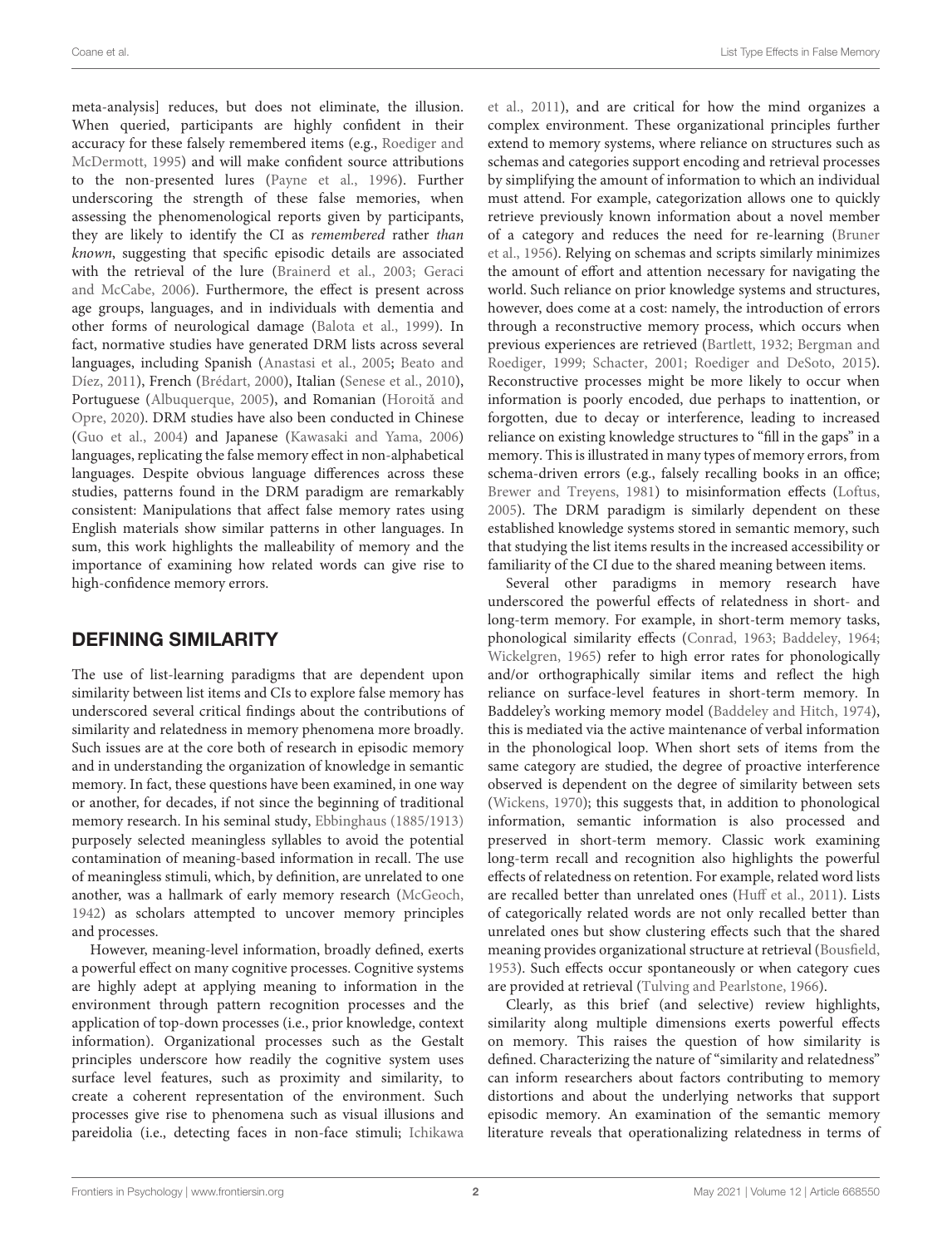meta-analysis] reduces, but does not eliminate, the illusion. When queried, participants are highly confident in their accuracy for these falsely remembered items (e.g., Roediger and McDermott, 1995) and will make confident source attributions to the non-presented lures (Payne et al., 1996). Further underscoring the strength of these false memories, when assessing the phenomenological reports given by participants, they are likely to identify the CI as *remembered* rather *than known*, suggesting that specific episodic details are associated with the retrieval of the lure (Brainerd et al., 2003; Geraci and McCabe, 2006). Furthermore, the effect is present across age groups, languages, and in individuals with dementia and other forms of neurological damage (Balota et al., 1999). In fact, normative studies have generated DRM lists across several languages, including Spanish (Anastasi et al., 2005; Beato and Díez, 2011), French (Brédart, 2000), Italian (Senese et al., 2010), Portuguese (Albuquerque, 2005), and Romanian (Horoiță and Opre, 2020). DRM studies have also been conducted in Chinese (Guo et al., 2004) and Japanese (Kawasaki and Yama, 2006) languages, replicating the false memory effect in non-alphabetical languages. Despite obvious language differences across these studies, patterns found in the DRM paradigm are remarkably consistent: Manipulations that affect false memory rates using English materials show similar patterns in other languages. In sum, this work highlights the malleability of memory and the importance of examining how related words can give rise to high-confidence memory errors.

## DEFINING SIMILARITY

The use of list-learning paradigms that are dependent upon similarity between list items and CIs to explore false memory has underscored several critical findings about the contributions of similarity and relatedness in memory phenomena more broadly. Such issues are at the core both of research in episodic memory and in understanding the organization of knowledge in semantic memory. In fact, these questions have been examined, in one way or another, for decades, if not since the beginning of traditional memory research. In his seminal study, Ebbinghaus (1885/1913) purposely selected meaningless syllables to avoid the potential contamination of meaning-based information in recall. The use of meaningless stimuli, which, by definition, are unrelated to one another, was a hallmark of early memory research (McGeoch, 1942) as scholars attempted to uncover memory principles and processes.

However, meaning-level information, broadly defined, exerts a powerful effect on many cognitive processes. Cognitive systems are highly adept at applying meaning to information in the environment through pattern recognition processes and the application of top-down processes (i.e., prior knowledge, context information). Organizational processes such as the Gestalt principles underscore how readily the cognitive system uses surface level features, such as proximity and similarity, to create a coherent representation of the environment. Such processes give rise to phenomena such as visual illusions and pareidolia (i.e., detecting faces in non-face stimuli; Ichikawa et al., 2011), and are critical for how the mind organizes a complex environment. These organizational principles further extend to memory systems, where reliance on structures such as schemas and categories support encoding and retrieval processes by simplifying the amount of information to which an individual must attend. For example, categorization allows one to quickly retrieve previously known information about a novel member of a category and reduces the need for re-learning (Bruner et al., 1956). Relying on schemas and scripts similarly minimizes the amount of effort and attention necessary for navigating the world. Such reliance on prior knowledge systems and structures, however, does come at a cost: namely, the introduction of errors through a reconstructive memory process, which occurs when previous experiences are retrieved (Bartlett, 1932; Bergman and Roediger, 1999; Schacter, 2001; Roediger and DeSoto, 2015). Reconstructive processes might be more likely to occur when information is poorly encoded, due perhaps to inattention, or forgotten, due to decay or interference, leading to increased reliance on existing knowledge structures to "fill in the gaps" in a memory. This is illustrated in many types of memory errors, from schema-driven errors (e.g., falsely recalling books in an office; Brewer and Treyens, 1981) to misinformation effects (Loftus, 2005). The DRM paradigm is similarly dependent on these established knowledge systems stored in semantic memory, such that studying the list items results in the increased accessibility or familiarity of the CI due to the shared meaning between items.

Several other paradigms in memory research have underscored the powerful effects of relatedness in short- and long-term memory. For example, in short-term memory tasks, phonological similarity effects (Conrad, 1963; Baddeley, 1964; Wickelgren, 1965) refer to high error rates for phonologically and/or orthographically similar items and reflect the high reliance on surface-level features in short-term memory. In Baddeley's working memory model (Baddeley and Hitch, 1974), this is mediated via the active maintenance of verbal information in the phonological loop. When short sets of items from the same category are studied, the degree of proactive interference observed is dependent on the degree of similarity between sets (Wickens, 1970); this suggests that, in addition to phonological information, semantic information is also processed and preserved in short-term memory. Classic work examining long-term recall and recognition also highlights the powerful effects of relatedness on retention. For example, related word lists are recalled better than unrelated ones (Huff et al., 2011). Lists of categorically related words are not only recalled better than unrelated ones but show clustering effects such that the shared meaning provides organizational structure at retrieval (Bousfield, 1953). Such effects occur spontaneously or when category cues are provided at retrieval (Tulving and Pearlstone, 1966).

Clearly, as this brief (and selective) review highlights, similarity along multiple dimensions exerts powerful effects on memory. This raises the question of how similarity is defined. Characterizing the nature of "similarity and relatedness" can inform researchers about factors contributing to memory distortions and about the underlying networks that support episodic memory. An examination of the semantic memory literature reveals that operationalizing relatedness in terms of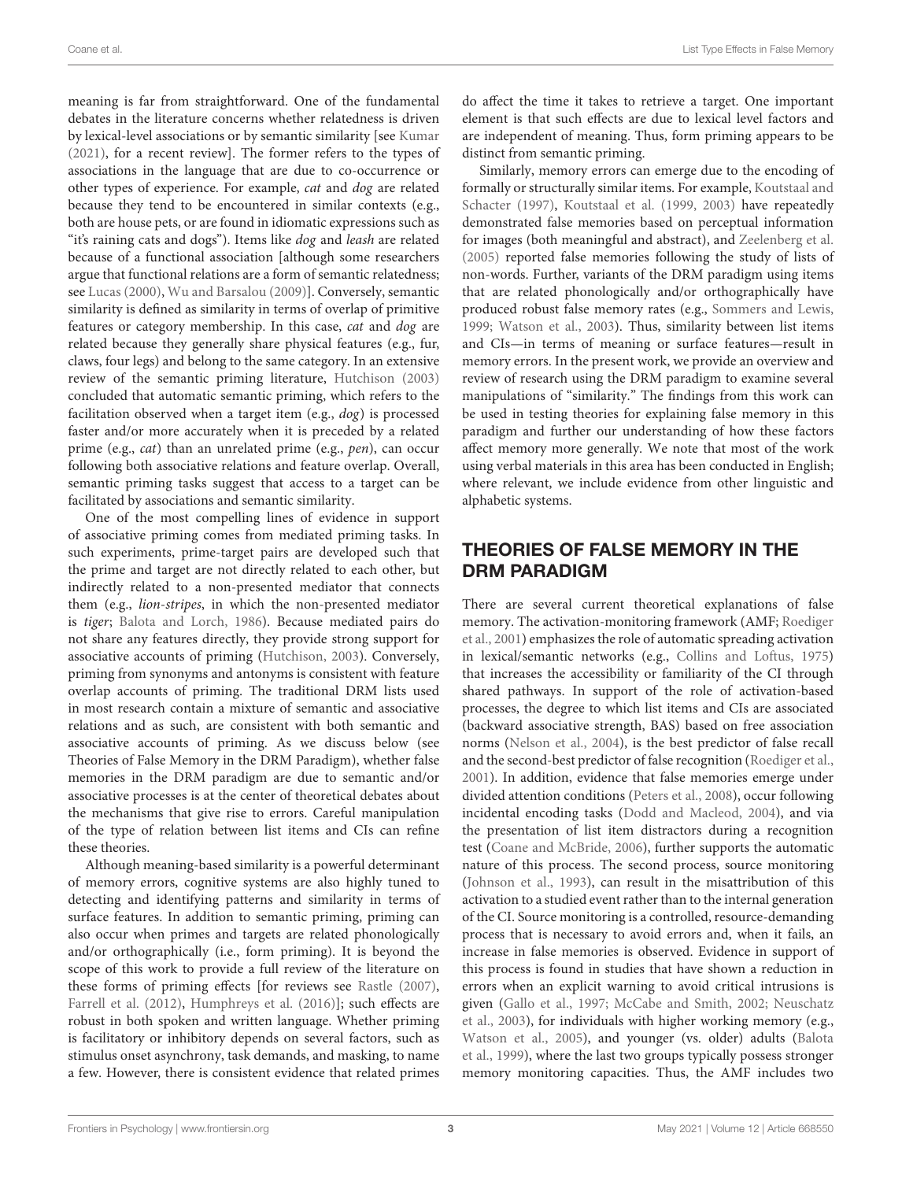meaning is far from straightforward. One of the fundamental debates in the literature concerns whether relatedness is driven by lexical-level associations or by semantic similarity [see Kumar (2021), for a recent review]. The former refers to the types of associations in the language that are due to co-occurrence or other types of experience. For example, *cat* and *dog* are related because they tend to be encountered in similar contexts (e.g., both are house pets, or are found in idiomatic expressions such as "it's raining cats and dogs"). Items like *dog* and *leash* are related because of a functional association [although some researchers argue that functional relations are a form of semantic relatedness; see Lucas (2000), Wu and Barsalou (2009)]. Conversely, semantic similarity is defined as similarity in terms of overlap of primitive features or category membership. In this case, *cat* and *dog* are related because they generally share physical features (e.g., fur, claws, four legs) and belong to the same category. In an extensive review of the semantic priming literature, Hutchison (2003) concluded that automatic semantic priming, which refers to the facilitation observed when a target item (e.g., *dog*) is processed faster and/or more accurately when it is preceded by a related prime (e.g., *cat*) than an unrelated prime (e.g., *pen*), can occur following both associative relations and feature overlap. Overall, semantic priming tasks suggest that access to a target can be facilitated by associations and semantic similarity.

One of the most compelling lines of evidence in support of associative priming comes from mediated priming tasks. In such experiments, prime-target pairs are developed such that the prime and target are not directly related to each other, but indirectly related to a non-presented mediator that connects them (e.g., *lion-stripes*, in which the non-presented mediator is *tiger*; Balota and Lorch, 1986). Because mediated pairs do not share any features directly, they provide strong support for associative accounts of priming (Hutchison, 2003). Conversely, priming from synonyms and antonyms is consistent with feature overlap accounts of priming. The traditional DRM lists used in most research contain a mixture of semantic and associative relations and as such, are consistent with both semantic and associative accounts of priming. As we discuss below (see Theories of False Memory in the DRM Paradigm), whether false memories in the DRM paradigm are due to semantic and/or associative processes is at the center of theoretical debates about the mechanisms that give rise to errors. Careful manipulation of the type of relation between list items and CIs can refine these theories.

Although meaning-based similarity is a powerful determinant of memory errors, cognitive systems are also highly tuned to detecting and identifying patterns and similarity in terms of surface features. In addition to semantic priming, priming can also occur when primes and targets are related phonologically and/or orthographically (i.e., form priming). It is beyond the scope of this work to provide a full review of the literature on these forms of priming effects [for reviews see Rastle (2007), Farrell et al. (2012), Humphreys et al. (2016)]; such effects are robust in both spoken and written language. Whether priming is facilitatory or inhibitory depends on several factors, such as stimulus onset asynchrony, task demands, and masking, to name a few. However, there is consistent evidence that related primes do affect the time it takes to retrieve a target. One important element is that such effects are due to lexical level factors and are independent of meaning. Thus, form priming appears to be distinct from semantic priming.

Similarly, memory errors can emerge due to the encoding of formally or structurally similar items. For example, Koutstaal and Schacter (1997), Koutstaal et al. (1999, 2003) have repeatedly demonstrated false memories based on perceptual information for images (both meaningful and abstract), and Zeelenberg et al. (2005) reported false memories following the study of lists of non-words. Further, variants of the DRM paradigm using items that are related phonologically and/or orthographically have produced robust false memory rates (e.g., Sommers and Lewis, 1999; Watson et al., 2003). Thus, similarity between list items and CIs—in terms of meaning or surface features—result in memory errors. In the present work, we provide an overview and review of research using the DRM paradigm to examine several manipulations of "similarity." The findings from this work can be used in testing theories for explaining false memory in this paradigm and further our understanding of how these factors affect memory more generally. We note that most of the work using verbal materials in this area has been conducted in English; where relevant, we include evidence from other linguistic and alphabetic systems.

## THEORIES OF FALSE MEMORY IN THE DRM PARADIGM

There are several current theoretical explanations of false memory. The activation-monitoring framework (AMF; Roediger et al., 2001) emphasizes the role of automatic spreading activation in lexical/semantic networks (e.g., Collins and Loftus, 1975) that increases the accessibility or familiarity of the CI through shared pathways. In support of the role of activation-based processes, the degree to which list items and CIs are associated (backward associative strength, BAS) based on free association norms (Nelson et al., 2004), is the best predictor of false recall and the second-best predictor of false recognition (Roediger et al., 2001). In addition, evidence that false memories emerge under divided attention conditions (Peters et al., 2008), occur following incidental encoding tasks (Dodd and Macleod, 2004), and via the presentation of list item distractors during a recognition test (Coane and McBride, 2006), further supports the automatic nature of this process. The second process, source monitoring (Johnson et al., 1993), can result in the misattribution of this activation to a studied event rather than to the internal generation of the CI. Source monitoring is a controlled, resource-demanding process that is necessary to avoid errors and, when it fails, an increase in false memories is observed. Evidence in support of this process is found in studies that have shown a reduction in errors when an explicit warning to avoid critical intrusions is given (Gallo et al., 1997; McCabe and Smith, 2002; Neuschatz et al., 2003), for individuals with higher working memory (e.g., Watson et al., 2005), and younger (vs. older) adults (Balota et al., 1999), where the last two groups typically possess stronger memory monitoring capacities. Thus, the AMF includes two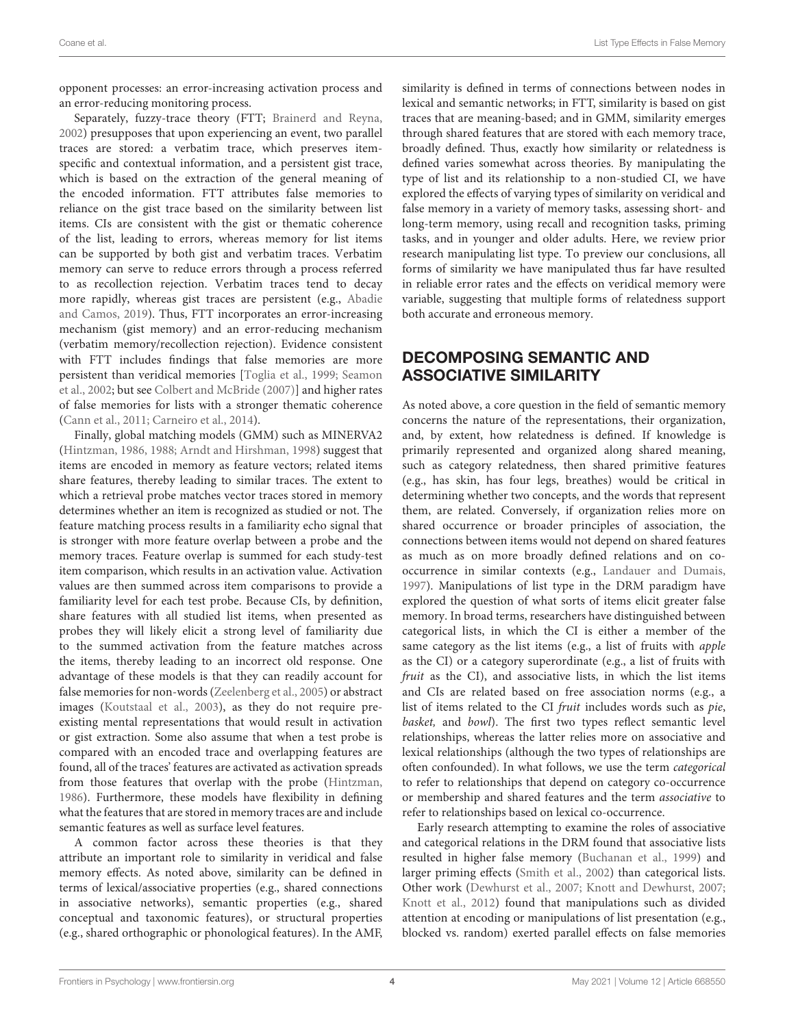opponent processes: an error-increasing activation process and an error-reducing monitoring process.

Separately, fuzzy-trace theory (FTT; Brainerd and Reyna, 2002) presupposes that upon experiencing an event, two parallel traces are stored: a verbatim trace, which preserves item-specific and contextual information, and a persistent gist trace, which is based on the extraction of the general meaning of the encoded information. FTT attributes false memories to reliance on the gist trace based on the similarity between list items. CIs are consistent with the gist or thematic coherence of the list, leading to errors, whereas memory for list items can be supported by both gist and verbatim traces. Verbatim memory can serve to reduce errors through a process referred to as recollection rejection. Verbatim traces tend to decay more rapidly, whereas gist traces are persistent (e.g., Abadie and Camos, 2019). Thus, FTT incorporates an error-increasing mechanism (gist memory) and an error-reducing mechanism (verbatim memory/recollection rejection). Evidence consistent with FTT includes findings that false memories are more persistent than veridical memories [Toglia et al., 1999; Seamon et al., 2002; but see Colbert and McBride (2007)] and higher rates of false memories for lists with a stronger thematic coherence (Cann et al., 2011; Carneiro et al., 2014).

Finally, global matching models (GMM) such as MINERVA2 (Hintzman, 1986, 1988; Arndt and Hirshman, 1998) suggest that items are encoded in memory as feature vectors; related items share features, thereby leading to similar traces. The extent to which a retrieval probe matches vector traces stored in memory determines whether an item is recognized as studied or not. The feature matching process results in a familiarity echo signal that is stronger with more feature overlap between a probe and the memory traces. Feature overlap is summed for each study-test item comparison, which results in an activation value. Activation values are then summed across item comparisons to provide a familiarity level for each test probe. Because CIs, by definition, share features with all studied list items, when presented as probes they will likely elicit a strong level of familiarity due to the summed activation from the feature matches across the items, thereby leading to an incorrect old response. One advantage of these models is that they can readily account for false memories for non-words (Zeelenberg et al., 2005) or abstract images (Koutstaal et al., 2003), as they do not require pre-existing mental representations that would result in activation or gist extraction. Some also assume that when a test probe is compared with an encoded trace and overlapping features are found, all of the traces' features are activated as activation spreads from those features that overlap with the probe (Hintzman, 1986). Furthermore, these models have flexibility in defining what the features that are stored in memory traces are and include semantic features as well as surface level features.

A common factor across these theories is that they attribute an important role to similarity in veridical and false memory effects. As noted above, similarity can be defined in terms of lexical/associative properties (e.g., shared connections in associative networks), semantic properties (e.g., shared conceptual and taxonomic features), or structural properties (e.g., shared orthographic or phonological features). In the AMF, similarity is defined in terms of connections between nodes in lexical and semantic networks; in FTT, similarity is based on gist traces that are meaning-based; and in GMM, similarity emerges through shared features that are stored with each memory trace, broadly defined. Thus, exactly how similarity or relatedness is defined varies somewhat across theories. By manipulating the type of list and its relationship to a non-studied CI, we have explored the effects of varying types of similarity on veridical and false memory in a variety of memory tasks, assessing short- and long-term memory, using recall and recognition tasks, priming tasks, and in younger and older adults. Here, we review prior research manipulating list type. To preview our conclusions, all forms of similarity we have manipulated thus far have resulted in reliable error rates and the effects on veridical memory were variable, suggesting that multiple forms of relatedness support both accurate and erroneous memory.

## DECOMPOSING SEMANTIC AND ASSOCIATIVE SIMILARITY

As noted above, a core question in the field of semantic memory concerns the nature of the representations, their organization, and, by extent, how relatedness is defined. If knowledge is primarily represented and organized along shared meaning, such as category relatedness, then shared primitive features (e.g., has skin, has four legs, breathes) would be critical in determining whether two concepts, and the words that represent them, are related. Conversely, if organization relies more on shared occurrence or broader principles of association, the connections between items would not depend on shared features as much as on more broadly defined relations and on co-occurrence in similar contexts (e.g., Landauer and Dumais, 1997). Manipulations of list type in the DRM paradigm have explored the question of what sorts of items elicit greater false memory. In broad terms, researchers have distinguished between categorical lists, in which the CI is either a member of the same category as the list items (e.g., a list of fruits with *apple* as the CI) or a category superordinate (e.g., a list of fruits with *fruit* as the CI), and associative lists, in which the list items and CIs are related based on free association norms (e.g., a list of items related to the CI *fruit* includes words such as *pie*, *basket,* and *bowl*). The first two types reflect semantic level relationships, whereas the latter relies more on associative and lexical relationships (although the two types of relationships are often confounded). In what follows, we use the term *categorical* to refer to relationships that depend on category co-occurrence or membership and shared features and the term *associative* to refer to relationships based on lexical co-occurrence.

Early research attempting to examine the roles of associative and categorical relations in the DRM found that associative lists resulted in higher false memory (Buchanan et al., 1999) and larger priming effects (Smith et al., 2002) than categorical lists. Other work (Dewhurst et al., 2007; Knott and Dewhurst, 2007; Knott et al., 2012) found that manipulations such as divided attention at encoding or manipulations of list presentation (e.g., blocked vs. random) exerted parallel effects on false memories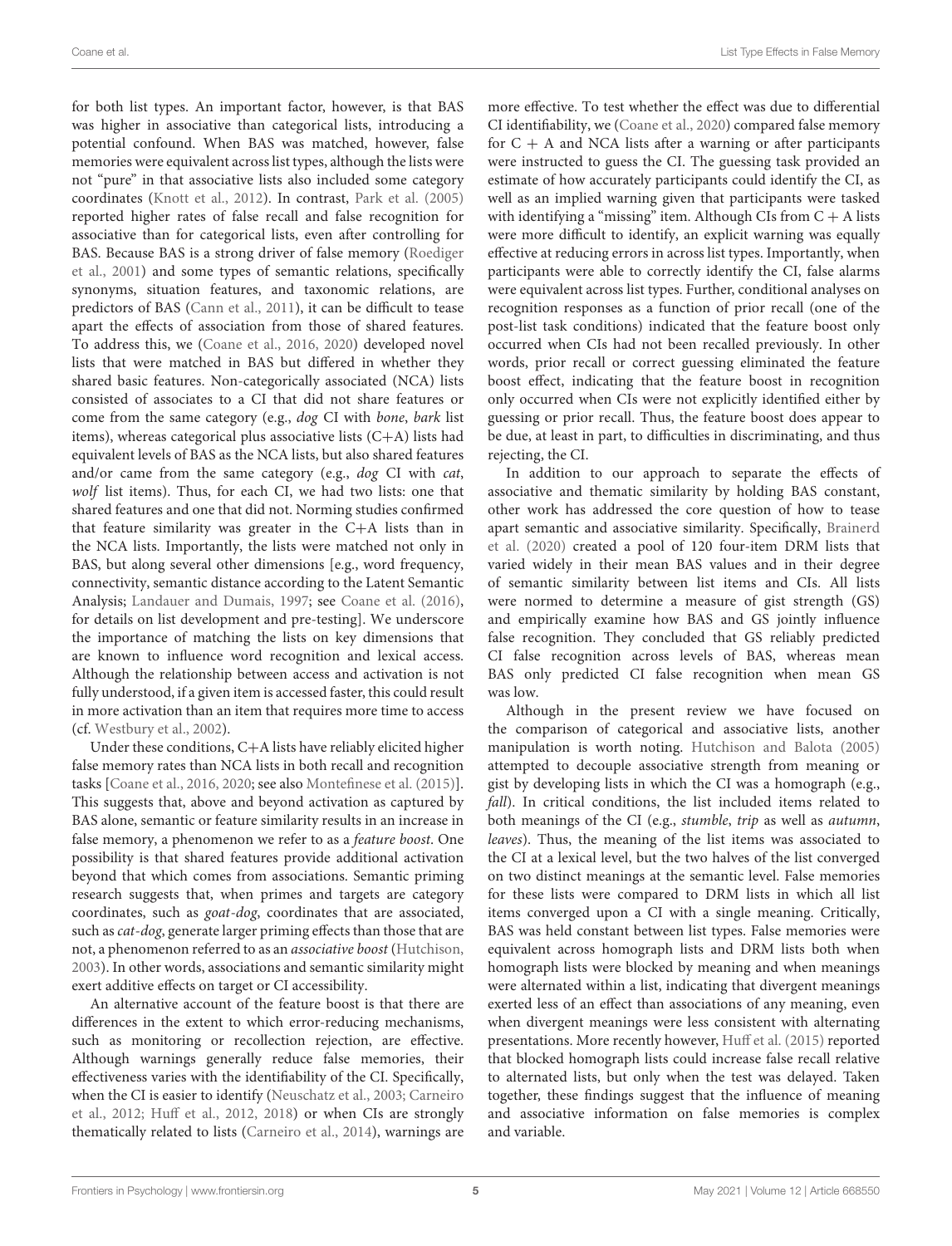for both list types. An important factor, however, is that BAS was higher in associative than categorical lists, introducing a potential confound. When BAS was matched, however, false memories were equivalent across list types, although the lists were not "pure" in that associative lists also included some category coordinates (Knott et al., 2012). In contrast, Park et al. (2005) reported higher rates of false recall and false recognition for associative than for categorical lists, even after controlling for BAS. Because BAS is a strong driver of false memory (Roediger et al., 2001) and some types of semantic relations, specifically synonyms, situation features, and taxonomic relations, are predictors of BAS (Cann et al., 2011), it can be difficult to tease apart the effects of association from those of shared features. To address this, we (Coane et al., 2016, 2020) developed novel lists that were matched in BAS but differed in whether they shared basic features. Non-categorically associated (NCA) lists consisted of associates to a CI that did not share features or come from the same category (e.g., *dog* CI with *bone*, *bark* list items), whereas categorical plus associative lists (C+A) lists had equivalent levels of BAS as the NCA lists, but also shared features and/or came from the same category (e.g., *dog* CI with *cat*, *wolf* list items). Thus, for each CI, we had two lists: one that shared features and one that did not. Norming studies confirmed that feature similarity was greater in the C+A lists than in the NCA lists. Importantly, the lists were matched not only in BAS, but along several other dimensions [e.g., word frequency, connectivity, semantic distance according to the Latent Semantic Analysis; Landauer and Dumais, 1997; see Coane et al. (2016), for details on list development and pre-testing]. We underscore the importance of matching the lists on key dimensions that are known to influence word recognition and lexical access. Although the relationship between access and activation is not fully understood, if a given item is accessed faster, this could result in more activation than an item that requires more time to access (cf. Westbury et al., 2002).

Under these conditions, C+A lists have reliably elicited higher false memory rates than NCA lists in both recall and recognition tasks [Coane et al., 2016, 2020; see also Montefinese et al. (2015)]. This suggests that, above and beyond activation as captured by BAS alone, semantic or feature similarity results in an increase in false memory, a phenomenon we refer to as a *feature boost*. One possibility is that shared features provide additional activation beyond that which comes from associations. Semantic priming research suggests that, when primes and targets are category coordinates, such as *goat-dog*, coordinates that are associated, such as *cat-dog*, generate larger priming effects than those that are not, a phenomenon referred to as an *associative boost* (Hutchison, 2003). In other words, associations and semantic similarity might exert additive effects on target or CI accessibility.

An alternative account of the feature boost is that there are differences in the extent to which error-reducing mechanisms, such as monitoring or recollection rejection, are effective. Although warnings generally reduce false memories, their effectiveness varies with the identifiability of the CI. Specifically, when the CI is easier to identify (Neuschatz et al., 2003; Carneiro et al., 2012; Huff et al., 2012, 2018) or when CIs are strongly thematically related to lists (Carneiro et al., 2014), warnings are more effective. To test whether the effect was due to differential CI identifiability, we (Coane et al., 2020) compared false memory for C + A and NCA lists after a warning or after participants were instructed to guess the CI. The guessing task provided an estimate of how accurately participants could identify the CI, as well as an implied warning given that participants were tasked with identifying a "missing" item. Although CIs from C + A lists were more difficult to identify, an explicit warning was equally effective at reducing errors in across list types. Importantly, when participants were able to correctly identify the CI, false alarms were equivalent across list types. Further, conditional analyses on recognition responses as a function of prior recall (one of the post-list task conditions) indicated that the feature boost only occurred when CIs had not been recalled previously. In other words, prior recall or correct guessing eliminated the feature boost effect, indicating that the feature boost in recognition only occurred when CIs were not explicitly identified either by guessing or prior recall. Thus, the feature boost does appear to be due, at least in part, to difficulties in discriminating, and thus rejecting, the CI.

In addition to our approach to separate the effects of associative and thematic similarity by holding BAS constant, other work has addressed the core question of how to tease apart semantic and associative similarity. Specifically, Brainerd et al. (2020) created a pool of 120 four-item DRM lists that varied widely in their mean BAS values and in their degree of semantic similarity between list items and CIs. All lists were normed to determine a measure of gist strength (GS) and empirically examine how BAS and GS jointly influence false recognition. They concluded that GS reliably predicted CI false recognition across levels of BAS, whereas mean BAS only predicted CI false recognition when mean GS was low.

Although in the present review we have focused on the comparison of categorical and associative lists, another manipulation is worth noting. Hutchison and Balota (2005) attempted to decouple associative strength from meaning or gist by developing lists in which the CI was a homograph (e.g., *fall*). In critical conditions, the list included items related to both meanings of the CI (e.g., *stumble*, *trip* as well as *autumn*, *leaves*). Thus, the meaning of the list items was associated to the CI at a lexical level, but the two halves of the list converged on two distinct meanings at the semantic level. False memories for these lists were compared to DRM lists in which all list items converged upon a CI with a single meaning. Critically, BAS was held constant between list types. False memories were equivalent across homograph lists and DRM lists both when homograph lists were blocked by meaning and when meanings were alternated within a list, indicating that divergent meanings exerted less of an effect than associations of any meaning, even when divergent meanings were less consistent with alternating presentations. More recently however, Huff et al. (2015) reported that blocked homograph lists could increase false recall relative to alternated lists, but only when the test was delayed. Taken together, these findings suggest that the influence of meaning and associative information on false memories is complex and variable.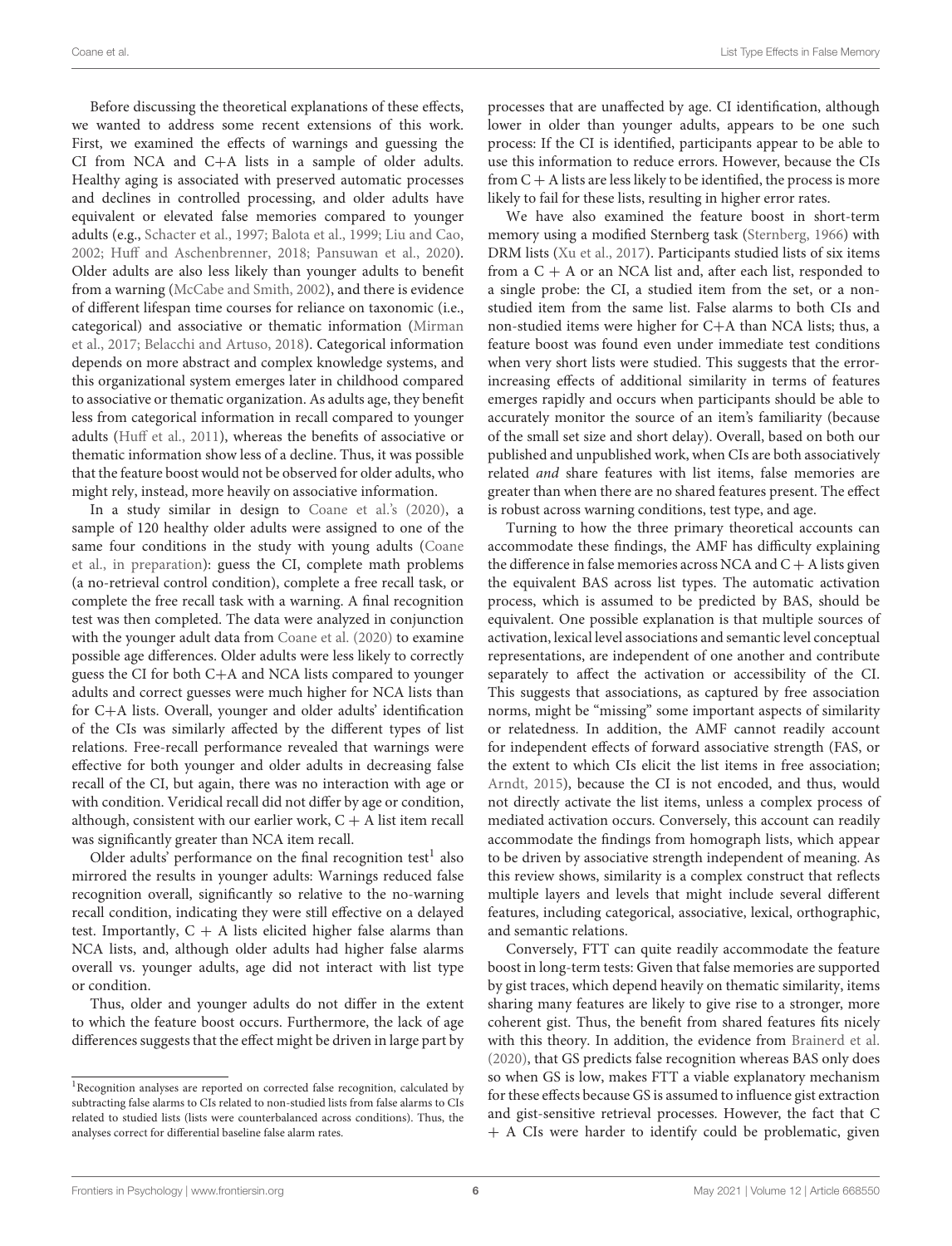Before discussing the theoretical explanations of these effects, we wanted to address some recent extensions of this work. First, we examined the effects of warnings and guessing the CI from NCA and C+A lists in a sample of older adults. Healthy aging is associated with preserved automatic processes and declines in controlled processing, and older adults have equivalent or elevated false memories compared to younger adults (e.g., Schacter et al., 1997; Balota et al., 1999; Liu and Cao, 2002; Huff and Aschenbrenner, 2018; Pansuwan et al., 2020). Older adults are also less likely than younger adults to benefit from a warning (McCabe and Smith, 2002), and there is evidence of different lifespan time courses for reliance on taxonomic (i.e., categorical) and associative or thematic information (Mirman et al., 2017; Belacchi and Artuso, 2018). Categorical information depends on more abstract and complex knowledge systems, and this organizational system emerges later in childhood compared to associative or thematic organization. As adults age, they benefit less from categorical information in recall compared to younger adults (Huff et al., 2011), whereas the benefits of associative or thematic information show less of a decline. Thus, it was possible that the feature boost would not be observed for older adults, who might rely, instead, more heavily on associative information.

In a study similar in design to Coane et al.'s (2020), a sample of 120 healthy older adults were assigned to one of the same four conditions in the study with young adults (Coane et al., in preparation): guess the CI, complete math problems (a no-retrieval control condition), complete a free recall task, or complete the free recall task with a warning. A final recognition test was then completed. The data were analyzed in conjunction with the younger adult data from Coane et al. (2020) to examine possible age differences. Older adults were less likely to correctly guess the CI for both C+A and NCA lists compared to younger adults and correct guesses were much higher for NCA lists than for C+A lists. Overall, younger and older adults' identification of the CIs was similarly affected by the different types of list relations. Free-recall performance revealed that warnings were effective for both younger and older adults in decreasing false recall of the CI, but again, there was no interaction with age or with condition. Veridical recall did not differ by age or condition, although, consistent with our earlier work, C + A list item recall was significantly greater than NCA item recall.

Older adults' performance on the final recognition test[1] also mirrored the results in younger adults: Warnings reduced false recognition overall, significantly so relative to the no-warning recall condition, indicating they were still effective on a delayed test. Importantly, C + A lists elicited higher false alarms than NCA lists, and, although older adults had higher false alarms overall vs. younger adults, age did not interact with list type or condition.

Thus, older and younger adults do not differ in the extent to which the feature boost occurs. Furthermore, the lack of age differences suggests that the effect might be driven in large part by processes that are unaffected by age. CI identification, although lower in older than younger adults, appears to be one such process: If the CI is identified, participants appear to be able to use this information to reduce errors. However, because the CIs from C + A lists are less likely to be identified, the process is more likely to fail for these lists, resulting in higher error rates.

We have also examined the feature boost in short-term memory using a modified Sternberg task (Sternberg, 1966) with DRM lists (Xu et al., 2017). Participants studied lists of six items from a C + A or an NCA list and, after each list, responded to a single probe: the CI, a studied item from the set, or a non-studied item from the same list. False alarms to both CIs and non-studied items were higher for C+A than NCA lists; thus, a feature boost was found even under immediate test conditions when very short lists were studied. This suggests that the error-increasing effects of additional similarity in terms of features emerges rapidly and occurs when participants should be able to accurately monitor the source of an item's familiarity (because of the small set size and short delay). Overall, based on both our published and unpublished work, when CIs are both associatively related *and* share features with list items, false memories are greater than when there are no shared features present. The effect is robust across warning conditions, test type, and age.

Turning to how the three primary theoretical accounts can accommodate these findings, the AMF has difficulty explaining the difference in false memories across NCA and C + A lists given the equivalent BAS across list types. The automatic activation process, which is assumed to be predicted by BAS, should be equivalent. One possible explanation is that multiple sources of activation, lexical level associations and semantic level conceptual representations, are independent of one another and contribute separately to affect the activation or accessibility of the CI. This suggests that associations, as captured by free association norms, might be "missing" some important aspects of similarity or relatedness. In addition, the AMF cannot readily account for independent effects of forward associative strength (FAS, or the extent to which CIs elicit the list items in free association; Arndt, 2015), because the CI is not encoded, and thus, would not directly activate the list items, unless a complex process of mediated activation occurs. Conversely, this account can readily accommodate the findings from homograph lists, which appear to be driven by associative strength independent of meaning. As this review shows, similarity is a complex construct that reflects multiple layers and levels that might include several different features, including categorical, associative, lexical, orthographic, and semantic relations.

Conversely, FTT can quite readily accommodate the feature boost in long-term tests: Given that false memories are supported by gist traces, which depend heavily on thematic similarity, items sharing many features are likely to give rise to a stronger, more coherent gist. Thus, the benefit from shared features fits nicely with this theory. In addition, the evidence from Brainerd et al. (2020), that GS predicts false recognition whereas BAS only does so when GS is low, makes FTT a viable explanatory mechanism for these effects because GS is assumed to influence gist extraction and gist-sensitive retrieval processes. However, the fact that C + A CIs were harder to identify could be problematic, given

[1] Recognition analyses are reported on corrected false recognition, calculated by subtracting false alarms to CIs related to non-studied lists from false alarms to CIs related to studied lists (lists were counterbalanced across conditions). Thus, the analyses correct for differential baseline false alarm rates.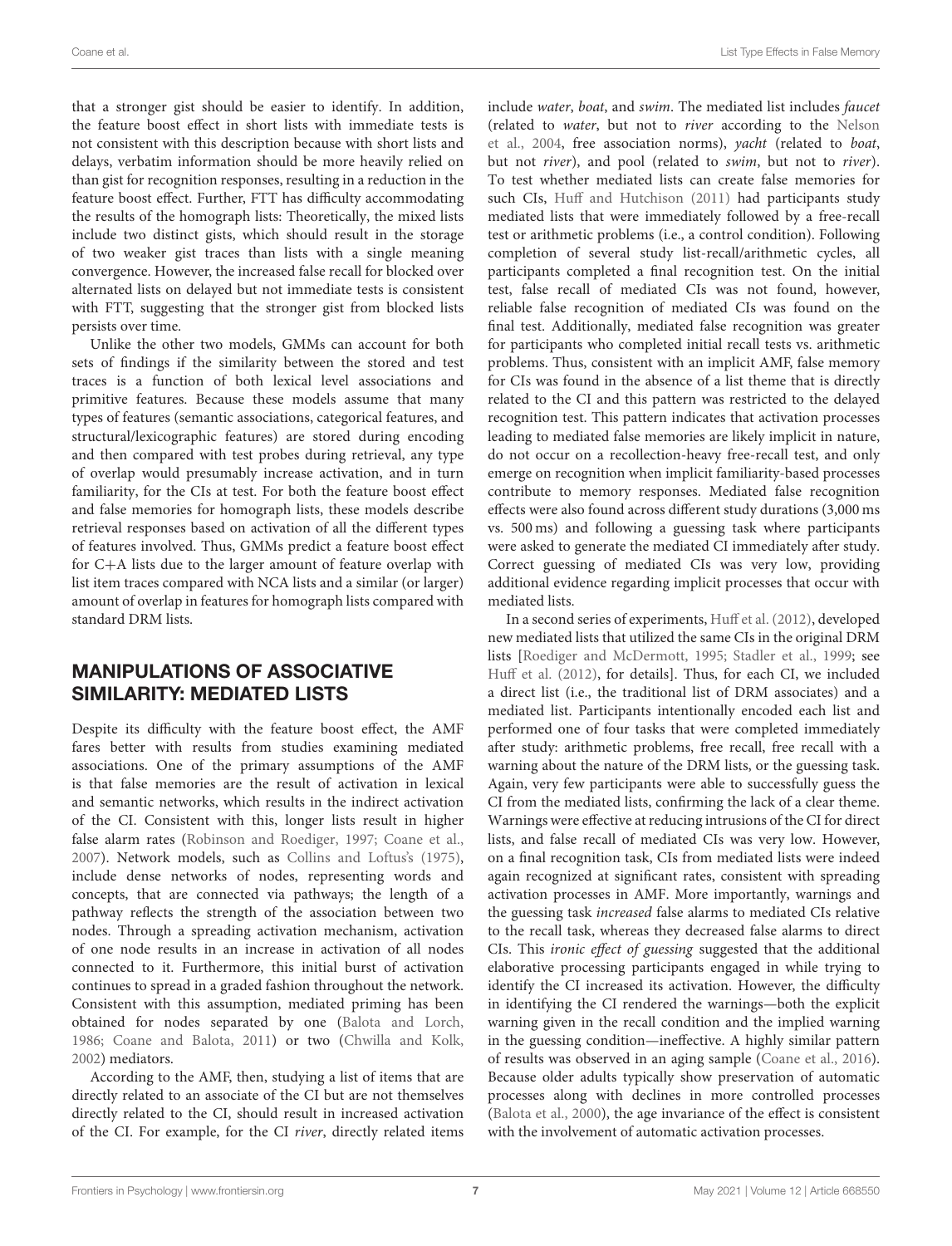that a stronger gist should be easier to identify. In addition, the feature boost effect in short lists with immediate tests is not consistent with this description because with short lists and delays, verbatim information should be more heavily relied on than gist for recognition responses, resulting in a reduction in the feature boost effect. Further, FTT has difficulty accommodating the results of the homograph lists: Theoretically, the mixed lists include two distinct gists, which should result in the storage of two weaker gist traces than lists with a single meaning convergence. However, the increased false recall for blocked over alternated lists on delayed but not immediate tests is consistent with FTT, suggesting that the stronger gist from blocked lists persists over time.

Unlike the other two models, GMMs can account for both sets of findings if the similarity between the stored and test traces is a function of both lexical level associations and primitive features. Because these models assume that many types of features (semantic associations, categorical features, and structural/lexicographic features) are stored during encoding and then compared with test probes during retrieval, any type of overlap would presumably increase activation, and in turn familiarity, for the CIs at test. For both the feature boost effect and false memories for homograph lists, these models describe retrieval responses based on activation of all the different types of features involved. Thus, GMMs predict a feature boost effect for C+A lists due to the larger amount of feature overlap with list item traces compared with NCA lists and a similar (or larger) amount of overlap in features for homograph lists compared with standard DRM lists.

## MANIPULATIONS OF ASSOCIATIVE SIMILARITY: MEDIATED LISTS

Despite its difficulty with the feature boost effect, the AMF fares better with results from studies examining mediated associations. One of the primary assumptions of the AMF is that false memories are the result of activation in lexical and semantic networks, which results in the indirect activation of the CI. Consistent with this, longer lists result in higher false alarm rates (Robinson and Roediger, 1997; Coane et al., 2007). Network models, such as Collins and Loftus's (1975), include dense networks of nodes, representing words and concepts, that are connected via pathways; the length of a pathway reflects the strength of the association between two nodes. Through a spreading activation mechanism, activation of one node results in an increase in activation of all nodes connected to it. Furthermore, this initial burst of activation continues to spread in a graded fashion throughout the network. Consistent with this assumption, mediated priming has been obtained for nodes separated by one (Balota and Lorch, 1986; Coane and Balota, 2011) or two (Chwilla and Kolk, 2002) mediators.

According to the AMF, then, studying a list of items that are directly related to an associate of the CI but are not themselves directly related to the CI, should result in increased activation of the CI. For example, for the CI *river*, directly related items include *water*, *boat*, and *swim*. The mediated list includes *faucet* (related to *water*, but not to *river* according to the Nelson et al., 2004, free association norms), *yacht* (related to *boat*, but not *river*), and pool (related to *swim*, but not to *river*). To test whether mediated lists can create false memories for such CIs, Huff and Hutchison (2011) had participants study mediated lists that were immediately followed by a free-recall test or arithmetic problems (i.e., a control condition). Following completion of several study list-recall/arithmetic cycles, all participants completed a final recognition test. On the initial test, false recall of mediated CIs was not found, however, reliable false recognition of mediated CIs was found on the final test. Additionally, mediated false recognition was greater for participants who completed initial recall tests vs. arithmetic problems. Thus, consistent with an implicit AMF, false memory for CIs was found in the absence of a list theme that is directly related to the CI and this pattern was restricted to the delayed recognition test. This pattern indicates that activation processes leading to mediated false memories are likely implicit in nature, do not occur on a recollection-heavy free-recall test, and only emerge on recognition when implicit familiarity-based processes contribute to memory responses. Mediated false recognition effects were also found across different study durations (3,000 ms vs. 500 ms) and following a guessing task where participants were asked to generate the mediated CI immediately after study. Correct guessing of mediated CIs was very low, providing additional evidence regarding implicit processes that occur with mediated lists.

In a second series of experiments, Huff et al. (2012), developed new mediated lists that utilized the same CIs in the original DRM lists [Roediger and McDermott, 1995; Stadler et al., 1999; see Huff et al. (2012), for details]. Thus, for each CI, we included a direct list (i.e., the traditional list of DRM associates) and a mediated list. Participants intentionally encoded each list and performed one of four tasks that were completed immediately after study: arithmetic problems, free recall, free recall with a warning about the nature of the DRM lists, or the guessing task. Again, very few participants were able to successfully guess the CI from the mediated lists, confirming the lack of a clear theme. Warnings were effective at reducing intrusions of the CI for direct lists, and false recall of mediated CIs was very low. However, on a final recognition task, CIs from mediated lists were indeed again recognized at significant rates, consistent with spreading activation processes in AMF. More importantly, warnings and the guessing task *increased* false alarms to mediated CIs relative to the recall task, whereas they decreased false alarms to direct CIs. This *ironic effect of guessing* suggested that the additional elaborative processing participants engaged in while trying to identify the CI increased its activation. However, the difficulty in identifying the CI rendered the warnings—both the explicit warning given in the recall condition and the implied warning in the guessing condition—ineffective. A highly similar pattern of results was observed in an aging sample (Coane et al., 2016). Because older adults typically show preservation of automatic processes along with declines in more controlled processes (Balota et al., 2000), the age invariance of the effect is consistent with the involvement of automatic activation processes.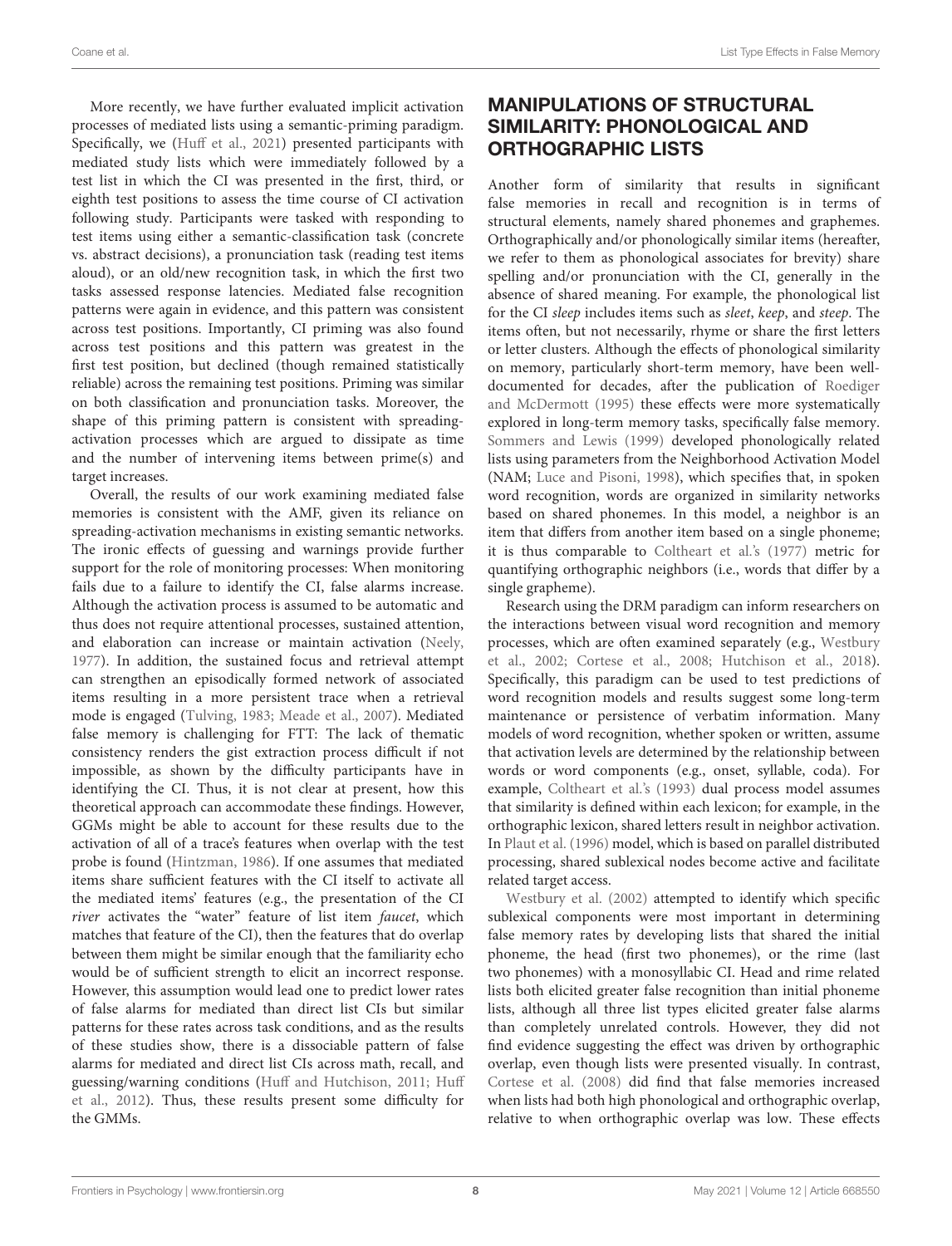More recently, we have further evaluated implicit activation processes of mediated lists using a semantic-priming paradigm. Specifically, we (Huff et al., 2021) presented participants with mediated study lists which were immediately followed by a test list in which the CI was presented in the first, third, or eighth test positions to assess the time course of CI activation following study. Participants were tasked with responding to test items using either a semantic-classification task (concrete vs. abstract decisions), a pronunciation task (reading test items aloud), or an old/new recognition task, in which the first two tasks assessed response latencies. Mediated false recognition patterns were again in evidence, and this pattern was consistent across test positions. Importantly, CI priming was also found across test positions and this pattern was greatest in the first test position, but declined (though remained statistically reliable) across the remaining test positions. Priming was similar on both classification and pronunciation tasks. Moreover, the shape of this priming pattern is consistent with spreading-activation processes which are argued to dissipate as time and the number of intervening items between prime(s) and target increases.

Overall, the results of our work examining mediated false memories is consistent with the AMF, given its reliance on spreading-activation mechanisms in existing semantic networks. The ironic effects of guessing and warnings provide further support for the role of monitoring processes: When monitoring fails due to a failure to identify the CI, false alarms increase. Although the activation process is assumed to be automatic and thus does not require attentional processes, sustained attention, and elaboration can increase or maintain activation (Neely, 1977). In addition, the sustained focus and retrieval attempt can strengthen an episodically formed network of associated items resulting in a more persistent trace when a retrieval mode is engaged (Tulving, 1983; Meade et al., 2007). Mediated false memory is challenging for FTT: The lack of thematic consistency renders the gist extraction process difficult if not impossible, as shown by the difficulty participants have in identifying the CI. Thus, it is not clear at present, how this theoretical approach can accommodate these findings. However, GGMs might be able to account for these results due to the activation of all of a trace's features when overlap with the test probe is found (Hintzman, 1986). If one assumes that mediated items share sufficient features with the CI itself to activate all the mediated items' features (e.g., the presentation of the CI *river* activates the "water" feature of list item *faucet*, which matches that feature of the CI), then the features that do overlap between them might be similar enough that the familiarity echo would be of sufficient strength to elicit an incorrect response. However, this assumption would lead one to predict lower rates of false alarms for mediated than direct list CIs but similar patterns for these rates across task conditions, and as the results of these studies show, there is a dissociable pattern of false alarms for mediated and direct list CIs across math, recall, and guessing/warning conditions (Huff and Hutchison, 2011; Huff et al., 2012). Thus, these results present some difficulty for the GMMs.

## MANIPULATIONS OF STRUCTURAL SIMILARITY: PHONOLOGICAL AND ORTHOGRAPHIC LISTS

Another form of similarity that results in significant false memories in recall and recognition is in terms of structural elements, namely shared phonemes and graphemes. Orthographically and/or phonologically similar items (hereafter, we refer to them as phonological associates for brevity) share spelling and/or pronunciation with the CI, generally in the absence of shared meaning. For example, the phonological list for the CI *sleep* includes items such as *sleet*, *keep*, and *steep*. The items often, but not necessarily, rhyme or share the first letters or letter clusters. Although the effects of phonological similarity on memory, particularly short-term memory, have been well-documented for decades, after the publication of Roediger and McDermott (1995) these effects were more systematically explored in long-term memory tasks, specifically false memory. Sommers and Lewis (1999) developed phonologically related lists using parameters from the Neighborhood Activation Model (NAM; Luce and Pisoni, 1998), which specifies that, in spoken word recognition, words are organized in similarity networks based on shared phonemes. In this model, a neighbor is an item that differs from another item based on a single phoneme; it is thus comparable to Coltheart et al.'s (1977) metric for quantifying orthographic neighbors (i.e., words that differ by a single grapheme).

Research using the DRM paradigm can inform researchers on the interactions between visual word recognition and memory processes, which are often examined separately (e.g., Westbury et al., 2002; Cortese et al., 2008; Hutchison et al., 2018). Specifically, this paradigm can be used to test predictions of word recognition models and results suggest some long-term maintenance or persistence of verbatim information. Many models of word recognition, whether spoken or written, assume that activation levels are determined by the relationship between words or word components (e.g., onset, syllable, coda). For example, Coltheart et al.'s (1993) dual process model assumes that similarity is defined within each lexicon; for example, in the orthographic lexicon, shared letters result in neighbor activation. In Plaut et al. (1996) model, which is based on parallel distributed processing, shared sublexical nodes become active and facilitate related target access.

Westbury et al. (2002) attempted to identify which specific sublexical components were most important in determining false memory rates by developing lists that shared the initial phoneme, the head (first two phonemes), or the rime (last two phonemes) with a monosyllabic CI. Head and rime related lists both elicited greater false recognition than initial phoneme lists, although all three list types elicited greater false alarms than completely unrelated controls. However, they did not find evidence suggesting the effect was driven by orthographic overlap, even though lists were presented visually. In contrast, Cortese et al. (2008) did find that false memories increased when lists had both high phonological and orthographic overlap, relative to when orthographic overlap was low. These effects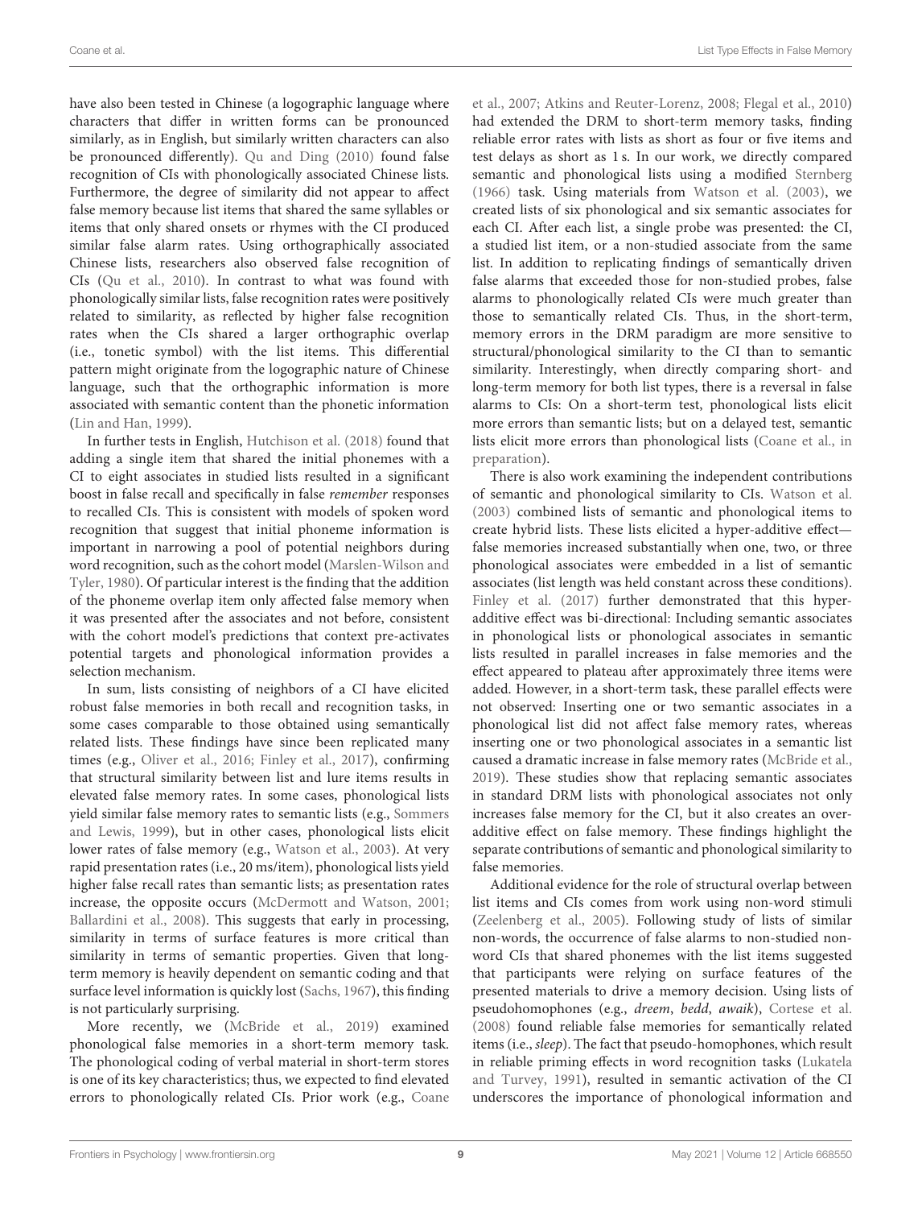have also been tested in Chinese (a logographic language where characters that differ in written forms can be pronounced similarly, as in English, but similarly written characters can also be pronounced differently). Qu and Ding (2010) found false recognition of CIs with phonologically associated Chinese lists. Furthermore, the degree of similarity did not appear to affect false memory because list items that shared the same syllables or items that only shared onsets or rhymes with the CI produced similar false alarm rates. Using orthographically associated Chinese lists, researchers also observed false recognition of CIs (Qu et al., 2010). In contrast to what was found with phonologically similar lists, false recognition rates were positively related to similarity, as reflected by higher false recognition rates when the CIs shared a larger orthographic overlap (i.e., tonetic symbol) with the list items. This differential pattern might originate from the logographic nature of Chinese language, such that the orthographic information is more associated with semantic content than the phonetic information (Lin and Han, 1999).

In further tests in English, Hutchison et al. (2018) found that adding a single item that shared the initial phonemes with a CI to eight associates in studied lists resulted in a significant boost in false recall and specifically in false *remember* responses to recalled CIs. This is consistent with models of spoken word recognition that suggest that initial phoneme information is important in narrowing a pool of potential neighbors during word recognition, such as the cohort model (Marslen-Wilson and Tyler, 1980). Of particular interest is the finding that the addition of the phoneme overlap item only affected false memory when it was presented after the associates and not before, consistent with the cohort model's predictions that context pre-activates potential targets and phonological information provides a selection mechanism.

In sum, lists consisting of neighbors of a CI have elicited robust false memories in both recall and recognition tasks, in some cases comparable to those obtained using semantically related lists. These findings have since been replicated many times (e.g., Oliver et al., 2016; Finley et al., 2017), confirming that structural similarity between list and lure items results in elevated false memory rates. In some cases, phonological lists yield similar false memory rates to semantic lists (e.g., Sommers and Lewis, 1999), but in other cases, phonological lists elicit lower rates of false memory (e.g., Watson et al., 2003). At very rapid presentation rates (i.e., 20 ms/item), phonological lists yield higher false recall rates than semantic lists; as presentation rates increase, the opposite occurs (McDermott and Watson, 2001; Ballardini et al., 2008). This suggests that early in processing, similarity in terms of surface features is more critical than similarity in terms of semantic properties. Given that long-term memory is heavily dependent on semantic coding and that surface level information is quickly lost (Sachs, 1967), this finding is not particularly surprising.

More recently, we (McBride et al., 2019) examined phonological false memories in a short-term memory task. The phonological coding of verbal material in short-term stores is one of its key characteristics; thus, we expected to find elevated errors to phonologically related CIs. Prior work (e.g., Coane et al., 2007; Atkins and Reuter-Lorenz, 2008; Flegal et al., 2010) had extended the DRM to short-term memory tasks, finding reliable error rates with lists as short as four or five items and test delays as short as 1 s. In our work, we directly compared semantic and phonological lists using a modified Sternberg (1966) task. Using materials from Watson et al. (2003), we created lists of six phonological and six semantic associates for each CI. After each list, a single probe was presented: the CI, a studied list item, or a non-studied associate from the same list. In addition to replicating findings of semantically driven false alarms that exceeded those for non-studied probes, false alarms to phonologically related CIs were much greater than those to semantically related CIs. Thus, in the short-term, memory errors in the DRM paradigm are more sensitive to structural/phonological similarity to the CI than to semantic similarity. Interestingly, when directly comparing short- and long-term memory for both list types, there is a reversal in false alarms to CIs: On a short-term test, phonological lists elicit more errors than semantic lists; but on a delayed test, semantic lists elicit more errors than phonological lists (Coane et al., in preparation).

There is also work examining the independent contributions of semantic and phonological similarity to CIs. Watson et al. (2003) combined lists of semantic and phonological items to create hybrid lists. These lists elicited a hyper-additive effect—false memories increased substantially when one, two, or three phonological associates were embedded in a list of semantic associates (list length was held constant across these conditions). Finley et al. (2017) further demonstrated that this hyper-additive effect was bi-directional: Including semantic associates in phonological lists or phonological associates in semantic lists resulted in parallel increases in false memories and the effect appeared to plateau after approximately three items were added. However, in a short-term task, these parallel effects were not observed: Inserting one or two semantic associates in a phonological list did not affect false memory rates, whereas inserting one or two phonological associates in a semantic list caused a dramatic increase in false memory rates (McBride et al., 2019). These studies show that replacing semantic associates in standard DRM lists with phonological associates not only increases false memory for the CI, but it also creates an over-additive effect on false memory. These findings highlight the separate contributions of semantic and phonological similarity to false memories.

Additional evidence for the role of structural overlap between list items and CIs comes from work using non-word stimuli (Zeelenberg et al., 2005). Following study of lists of similar non-words, the occurrence of false alarms to non-studied non-word CIs that shared phonemes with the list items suggested that participants were relying on surface features of the presented materials to drive a memory decision. Using lists of pseudohomophones (e.g., *dreem*, *bedd*, *awaik*), Cortese et al. (2008) found reliable false memories for semantically related items (i.e., *sleep*). The fact that pseudo-homophones, which result in reliable priming effects in word recognition tasks (Lukatela and Turvey, 1991), resulted in semantic activation of the CI underscores the importance of phonological information and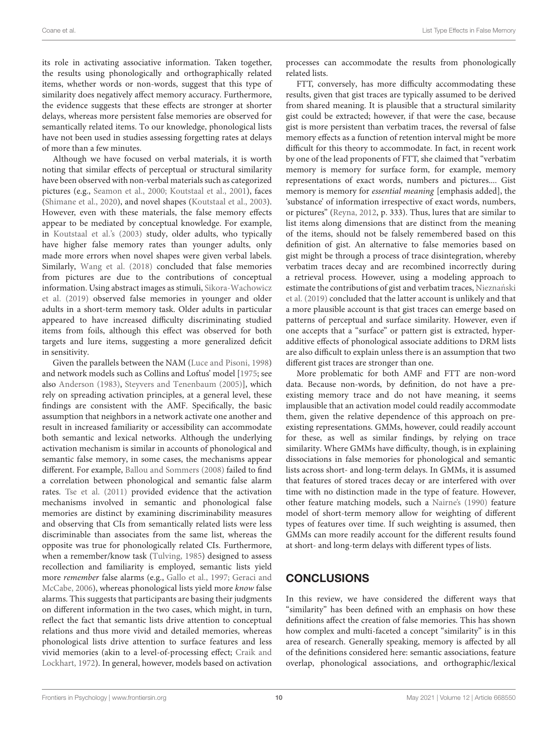its role in activating associative information. Taken together, the results using phonologically and orthographically related items, whether words or non-words, suggest that this type of similarity does negatively affect memory accuracy. Furthermore, the evidence suggests that these effects are stronger at shorter delays, whereas more persistent false memories are observed for semantically related items. To our knowledge, phonological lists have not been used in studies assessing forgetting rates at delays of more than a few minutes.

Although we have focused on verbal materials, it is worth noting that similar effects of perceptual or structural similarity have been observed with non-verbal materials such as categorized pictures (e.g., Seamon et al., 2000; Koutstaal et al., 2001), faces (Shimane et al., 2020), and novel shapes (Koutstaal et al., 2003). However, even with these materials, the false memory effects appear to be mediated by conceptual knowledge. For example, in Koutstaal et al.'s (2003) study, older adults, who typically have higher false memory rates than younger adults, only made more errors when novel shapes were given verbal labels. Similarly, Wang et al. (2018) concluded that false memories from pictures are due to the contributions of conceptual information. Using abstract images as stimuli, Sikora-Wachowicz et al. (2019) observed false memories in younger and older adults in a short-term memory task. Older adults in particular appeared to have increased difficulty discriminating studied items from foils, although this effect was observed for both targets and lure items, suggesting a more generalized deficit in sensitivity.

Given the parallels between the NAM (Luce and Pisoni, 1998) and network models such as Collins and Loftus' model [1975; see also Anderson (1983), Steyvers and Tenenbaum (2005)], which rely on spreading activation principles, at a general level, these findings are consistent with the AMF. Specifically, the basic assumption that neighbors in a network activate one another and result in increased familiarity or accessibility can accommodate both semantic and lexical networks. Although the underlying activation mechanism is similar in accounts of phonological and semantic false memory, in some cases, the mechanisms appear different. For example, Ballou and Sommers (2008) failed to find a correlation between phonological and semantic false alarm rates. Tse et al. (2011) provided evidence that the activation mechanisms involved in semantic and phonological false memories are distinct by examining discriminability measures and observing that CIs from semantically related lists were less discriminable than associates from the same list, whereas the opposite was true for phonologically related CIs. Furthermore, when a remember/know task (Tulving, 1985) designed to assess recollection and familiarity is employed, semantic lists yield more *remember* false alarms (e.g., Gallo et al., 1997; Geraci and McCabe, 2006), whereas phonological lists yield more *know* false alarms. This suggests that participants are basing their judgments on different information in the two cases, which might, in turn, reflect the fact that semantic lists drive attention to conceptual relations and thus more vivid and detailed memories, whereas phonological lists drive attention to surface features and less vivid memories (akin to a level-of-processing effect; Craik and Lockhart, 1972). In general, however, models based on activation processes can accommodate the results from phonologically related lists.

FTT, conversely, has more difficulty accommodating these results, given that gist traces are typically assumed to be derived from shared meaning. It is plausible that a structural similarity gist could be extracted; however, if that were the case, because gist is more persistent than verbatim traces, the reversal of false memory effects as a function of retention interval might be more difficult for this theory to accommodate. In fact, in recent work by one of the lead proponents of FTT, she claimed that "verbatim memory is memory for surface form, for example, memory representations of exact words, numbers and pictures.... Gist memory is memory for *essential meaning* [emphasis added], the 'substance' of information irrespective of exact words, numbers, or pictures" (Reyna, 2012, p. 333). Thus, lures that are similar to list items along dimensions that are distinct from the meaning of the items, should not be falsely remembered based on this definition of gist. An alternative to false memories based on gist might be through a process of trace disintegration, whereby verbatim traces decay and are recombined incorrectly during a retrieval process. However, using a modeling approach to estimate the contributions of gist and verbatim traces, Nieznański et al. (2019) concluded that the latter account is unlikely and that a more plausible account is that gist traces can emerge based on patterns of perceptual and surface similarity. However, even if one accepts that a "surface" or pattern gist is extracted, hyper-additive effects of phonological associate additions to DRM lists are also difficult to explain unless there is an assumption that two different gist traces are stronger than one.

More problematic for both AMF and FTT are non-word data. Because non-words, by definition, do not have a pre-existing memory trace and do not have meaning, it seems implausible that an activation model could readily accommodate them, given the relative dependence of this approach on pre-existing representations. GMMs, however, could readily account for these, as well as similar findings, by relying on trace similarity. Where GMMs have difficulty, though, is in explaining dissociations in false memories for phonological and semantic lists across short- and long-term delays. In GMMs, it is assumed that features of stored traces decay or are interfered with over time with no distinction made in the type of feature. However, other feature matching models, such a Nairne's (1990) feature model of short-term memory allow for weighting of different types of features over time. If such weighting is assumed, then GMMs can more readily account for the different results found at short- and long-term delays with different types of lists.

## CONCLUSIONS

In this review, we have considered the different ways that "similarity" has been defined with an emphasis on how these definitions affect the creation of false memories. This has shown how complex and multi-faceted a concept "similarity" is in this area of research. Generally speaking, memory is affected by all of the definitions considered here: semantic associations, feature overlap, phonological associations, and orthographic/lexical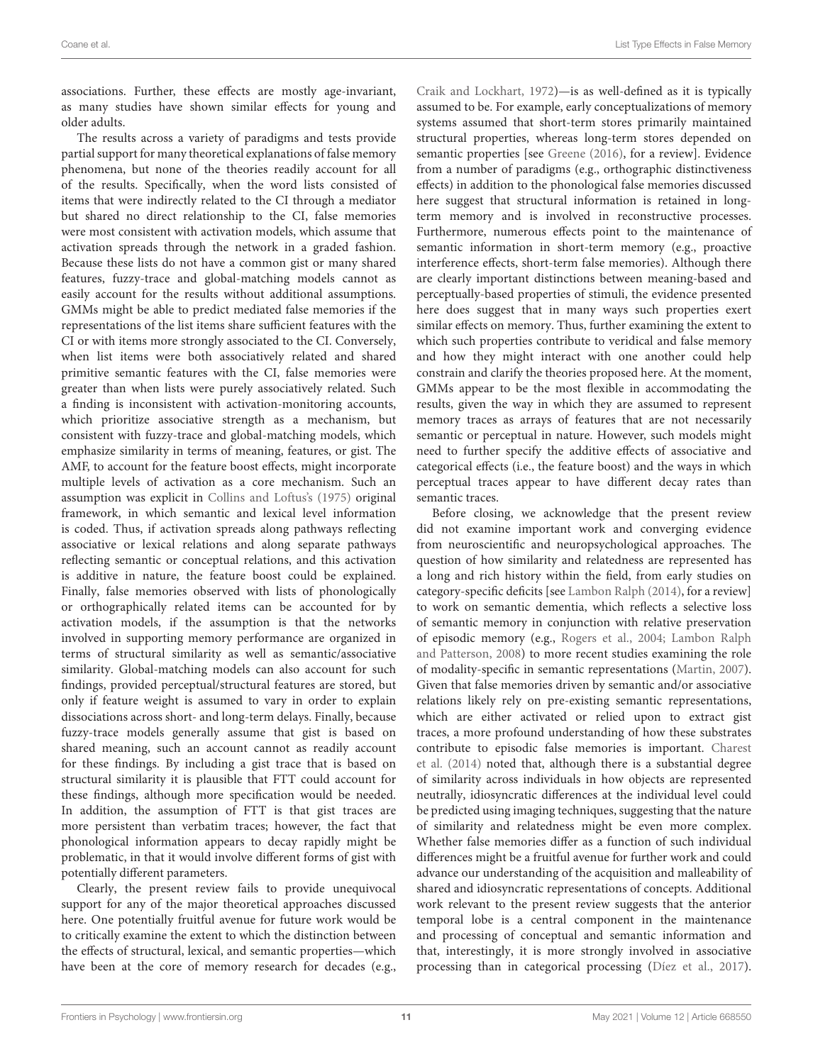associations. Further, these effects are mostly age-invariant, as many studies have shown similar effects for young and older adults.

The results across a variety of paradigms and tests provide partial support for many theoretical explanations of false memory phenomena, but none of the theories readily account for all of the results. Specifically, when the word lists consisted of items that were indirectly related to the CI through a mediator but shared no direct relationship to the CI, false memories were most consistent with activation models, which assume that activation spreads through the network in a graded fashion. Because these lists do not have a common gist or many shared features, fuzzy-trace and global-matching models cannot as easily account for the results without additional assumptions. GMMs might be able to predict mediated false memories if the representations of the list items share sufficient features with the CI or with items more strongly associated to the CI. Conversely, when list items were both associatively related and shared primitive semantic features with the CI, false memories were greater than when lists were purely associatively related. Such a finding is inconsistent with activation-monitoring accounts, which prioritize associative strength as a mechanism, but consistent with fuzzy-trace and global-matching models, which emphasize similarity in terms of meaning, features, or gist. The AMF, to account for the feature boost effects, might incorporate multiple levels of activation as a core mechanism. Such an assumption was explicit in Collins and Loftus's (1975) original framework, in which semantic and lexical level information is coded. Thus, if activation spreads along pathways reflecting associative or lexical relations and along separate pathways reflecting semantic or conceptual relations, and this activation is additive in nature, the feature boost could be explained. Finally, false memories observed with lists of phonologically or orthographically related items can be accounted for by activation models, if the assumption is that the networks involved in supporting memory performance are organized in terms of structural similarity as well as semantic/associative similarity. Global-matching models can also account for such findings, provided perceptual/structural features are stored, but only if feature weight is assumed to vary in order to explain dissociations across short- and long-term delays. Finally, because fuzzy-trace models generally assume that gist is based on shared meaning, such an account cannot as readily account for these findings. By including a gist trace that is based on structural similarity it is plausible that FTT could account for these findings, although more specification would be needed. In addition, the assumption of FTT is that gist traces are more persistent than verbatim traces; however, the fact that phonological information appears to decay rapidly might be problematic, in that it would involve different forms of gist with potentially different parameters.

Clearly, the present review fails to provide unequivocal support for any of the major theoretical approaches discussed here. One potentially fruitful avenue for future work would be to critically examine the extent to which the distinction between the effects of structural, lexical, and semantic properties—which have been at the core of memory research for decades (e.g., Craik and Lockhart, 1972)—is as well-defined as it is typically assumed to be. For example, early conceptualizations of memory systems assumed that short-term stores primarily maintained structural properties, whereas long-term stores depended on semantic properties [see Greene (2016), for a review]. Evidence from a number of paradigms (e.g., orthographic distinctiveness effects) in addition to the phonological false memories discussed here suggest that structural information is retained in long-term memory and is involved in reconstructive processes. Furthermore, numerous effects point to the maintenance of semantic information in short-term memory (e.g., proactive interference effects, short-term false memories). Although there are clearly important distinctions between meaning-based and perceptually-based properties of stimuli, the evidence presented here does suggest that in many ways such properties exert similar effects on memory. Thus, further examining the extent to which such properties contribute to veridical and false memory and how they might interact with one another could help constrain and clarify the theories proposed here. At the moment, GMMs appear to be the most flexible in accommodating the results, given the way in which they are assumed to represent memory traces as arrays of features that are not necessarily semantic or perceptual in nature. However, such models might need to further specify the additive effects of associative and categorical effects (i.e., the feature boost) and the ways in which perceptual traces appear to have different decay rates than semantic traces.

Before closing, we acknowledge that the present review did not examine important work and converging evidence from neuroscientific and neuropsychological approaches. The question of how similarity and relatedness are represented has a long and rich history within the field, from early studies on category-specific deficits [see Lambon Ralph (2014), for a review] to work on semantic dementia, which reflects a selective loss of semantic memory in conjunction with relative preservation of episodic memory (e.g., Rogers et al., 2004; Lambon Ralph and Patterson, 2008) to more recent studies examining the role of modality-specific in semantic representations (Martin, 2007). Given that false memories driven by semantic and/or associative relations likely rely on pre-existing semantic representations, which are either activated or relied upon to extract gist traces, a more profound understanding of how these substrates contribute to episodic false memories is important. Charest et al. (2014) noted that, although there is a substantial degree of similarity across individuals in how objects are represented neutrally, idiosyncratic differences at the individual level could be predicted using imaging techniques, suggesting that the nature of similarity and relatedness might be even more complex. Whether false memories differ as a function of such individual differences might be a fruitful avenue for further work and could advance our understanding of the acquisition and malleability of shared and idiosyncratic representations of concepts. Additional work relevant to the present review suggests that the anterior temporal lobe is a central component in the maintenance and processing of conceptual and semantic information and that, interestingly, it is more strongly involved in associative processing than in categorical processing (Díez et al., 2017).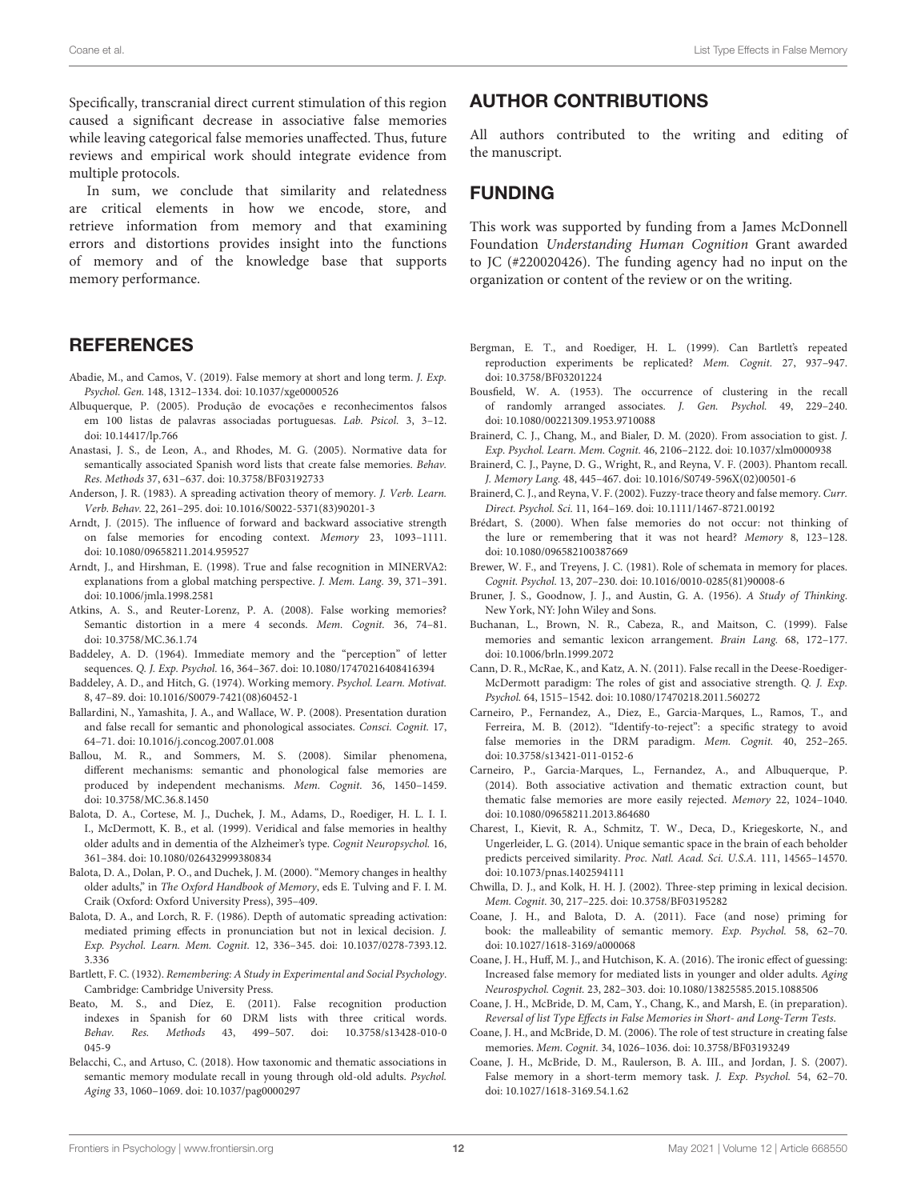Specifically, transcranial direct current stimulation of this region caused a significant decrease in associative false memories while leaving categorical false memories unaffected. Thus, future reviews and empirical work should integrate evidence from multiple protocols.

In sum, we conclude that similarity and relatedness are critical elements in how we encode, store, and retrieve information from memory and that examining errors and distortions provides insight into the functions of memory and of the knowledge base that supports memory performance.

## AUTHOR CONTRIBUTIONS

All authors contributed to the writing and editing of the manuscript.

## FUNDING

This work was supported by funding from a James McDonnell Foundation *Understanding Human Cognition* Grant awarded to JC (#220020426). The funding agency had no input on the organization or content of the review or on the writing.

## REFERENCES

Abadie, M., and Camos, V. (2019). False memory at short and long term. *J. Exp. Psychol. Gen.* 148, 1312–1334. doi: 10.1037/xge0000526

Albuquerque, P. (2005). Produção de evocações e reconhecimentos falsos em 100 listas de palavras associadas portuguesas. *Lab. Psicol.* 3, 3–12. doi: 10.14417/lp.766

Anastasi, J. S., de Leon, A., and Rhodes, M. G. (2005). Normative data for semantically associated Spanish word lists that create false memories. *Behav. Res. Methods* 37, 631–637. doi: 10.3758/BF03192733

Anderson, J. R. (1983). A spreading activation theory of memory. *J. Verb. Learn. Verb. Behav.* 22, 261–295. doi: 10.1016/S0022-5371(83)90201-3

Arndt, J. (2015). The influence of forward and backward associative strength on false memories for encoding context. *Memory* 23, 1093–1111. doi: 10.1080/09658211.2014.959527

Arndt, J., and Hirshman, E. (1998). True and false recognition in MINERVA2: explanations from a global matching perspective. *J. Mem. Lang.* 39, 371–391. doi: 10.1006/jmla.1998.2581

Atkins, A. S., and Reuter-Lorenz, P. A. (2008). False working memories? Semantic distortion in a mere 4 seconds. *Mem. Cognit.* 36, 74–81. doi: 10.3758/MC.36.1.74

Baddeley, A. D. (1964). Immediate memory and the "perception" of letter sequences. *Q. J. Exp. Psychol.* 16, 364–367. doi: 10.1080/17470216408416394

Baddeley, A. D., and Hitch, G. (1974). Working memory. *Psychol. Learn. Motivat.* 8, 47–89. doi: 10.1016/S0079-7421(08)60452-1

Ballardini, N., Yamashita, J. A., and Wallace, W. P. (2008). Presentation duration and false recall for semantic and phonological associates. *Consci. Cognit.* 17, 64–71. doi: 10.1016/j.concog.2007.01.008

Ballou, M. R., and Sommers, M. S. (2008). Similar phenomena, different mechanisms: semantic and phonological false memories are produced by independent mechanisms. *Mem. Cognit.* 36, 1450–1459. doi: 10.3758/MC.36.8.1450

Balota, D. A., Cortese, M. J., Duchek, J. M., Adams, D., Roediger, H. L. I. I. I., McDermott, K. B., et al. (1999). Veridical and false memories in healthy older adults and in dementia of the Alzheimer's type. *Cognit Neuropsychol.* 16, 361–384. doi: 10.1080/026432999380834

Balota, D. A., Dolan, P. O., and Duchek, J. M. (2000). "Memory changes in healthy older adults," in *The Oxford Handbook of Memory*, eds E. Tulving and F. I. M. Craik (Oxford: Oxford University Press), 395–409.

Balota, D. A., and Lorch, R. F. (1986). Depth of automatic spreading activation: mediated priming effects in pronunciation but not in lexical decision. *J. Exp. Psychol. Learn. Mem. Cognit.* 12, 336–345. doi: 10.1037/0278-7393.12.3.336

Bartlett, F. C. (1932). *Remembering: A Study in Experimental and Social Psychology*. Cambridge: Cambridge University Press.

Beato, M. S., and Díez, E. (2011). False recognition production indexes in Spanish for 60 DRM lists with three critical words. *Behav. Res. Methods* 43, 499–507. doi: 10.3758/s13428-010-0045-9

Belacchi, C., and Artuso, C. (2018). How taxonomic and thematic associations in semantic memory modulate recall in young through old-old adults. *Psychol. Aging* 33, 1060–1069. doi: 10.1037/pag0000297

Bergman, E. T., and Roediger, H. L. (1999). Can Bartlett's repeated reproduction experiments be replicated? *Mem. Cognit.* 27, 937–947. doi: 10.3758/BF03201224

Bousfield, W. A. (1953). The occurrence of clustering in the recall of randomly arranged associates. *J. Gen. Psychol.* 49, 229–240. doi: 10.1080/00221309.1953.9710088

Brainerd, C. J., Chang, M., and Bialer, D. M. (2020). From association to gist. *J. Exp. Psychol. Learn. Mem. Cognit.* 46, 2106–2122. doi: 10.1037/xlm0000938

Brainerd, C. J., Payne, D. G., Wright, R., and Reyna, V. F. (2003). Phantom recall. *J. Memory Lang.* 48, 445–467. doi: 10.1016/S0749-596X(02)00501-6

Brainerd, C. J., and Reyna, V. F. (2002). Fuzzy-trace theory and false memory. *Curr. Direct. Psychol. Sci.* 11, 164–169. doi: 10.1111/1467-8721.00192

Brédart, S. (2000). When false memories do not occur: not thinking of the lure or remembering that it was not heard? *Memory* 8, 123–128. doi: 10.1080/096582100387669

Brewer, W. F., and Treyens, J. C. (1981). Role of schemata in memory for places. *Cognit. Psychol.* 13, 207–230. doi: 10.1016/0010-0285(81)90008-6

Bruner, J. S., Goodnow, J. J., and Austin, G. A. (1956). *A Study of Thinking*. New York, NY: John Wiley and Sons.

Buchanan, L., Brown, N. R., Cabeza, R., and Maitson, C. (1999). False memories and semantic lexicon arrangement. *Brain Lang.* 68, 172–177. doi: 10.1006/brln.1999.2072

Cann, D. R., McRae, K., and Katz, A. N. (2011). False recall in the Deese-Roediger-McDermott paradigm: The roles of gist and associative strength. *Q. J. Exp. Psychol.* 64, 1515–1542. doi: 10.1080/17470218.2011.560272

Carneiro, P., Fernandez, A., Diez, E., Garcia-Marques, L., Ramos, T., and Ferreira, M. B. (2012). "Identify-to-reject": a specific strategy to avoid false memories in the DRM paradigm. *Mem. Cognit.* 40, 252–265. doi: 10.3758/s13421-011-0152-6

Carneiro, P., Garcia-Marques, L., Fernandez, A., and Albuquerque, P. (2014). Both associative activation and thematic extraction count, but thematic false memories are more easily rejected. *Memory* 22, 1024–1040. doi: 10.1080/09658211.2013.864680

Charest, I., Kievit, R. A., Schmitz, T. W., Deca, D., Kriegeskorte, N., and Ungerleider, L. G. (2014). Unique semantic space in the brain of each beholder predicts perceived similarity. *Proc. Natl. Acad. Sci. U.S.A.* 111, 14565–14570. doi: 10.1073/pnas.1402594111

Chwilla, D. J., and Kolk, H. H. J. (2002). Three-step priming in lexical decision. *Mem. Cognit.* 30, 217–225. doi: 10.3758/BF03195282

Coane, J. H., and Balota, D. A. (2011). Face (and nose) priming for book: the malleability of semantic memory. *Exp. Psychol.* 58, 62–70. doi: 10.1027/1618-3169/a000068

Coane, J. H., Huff, M. J., and Hutchison, K. A. (2016). The ironic effect of guessing: Increased false memory for mediated lists in younger and older adults. *Aging Neurospychol. Cognit.* 23, 282–303. doi: 10.1080/13825585.2015.1088506

Coane, J. H., McBride, D. M, Cam, Y., Chang, K., and Marsh, E. (in preparation). *Reversal of list Type Effects in False Memories in Short- and Long-Term Tests*.

Coane, J. H., and McBride, D. M. (2006). The role of test structure in creating false memories. *Mem. Cognit.* 34, 1026–1036. doi: 10.3758/BF03193249

Coane, J. H., McBride, D. M., Raulerson, B. A. III., and Jordan, J. S. (2007). False memory in a short-term memory task. *J. Exp. Psychol.* 54, 62–70. doi: 10.1027/1618-3169.54.1.62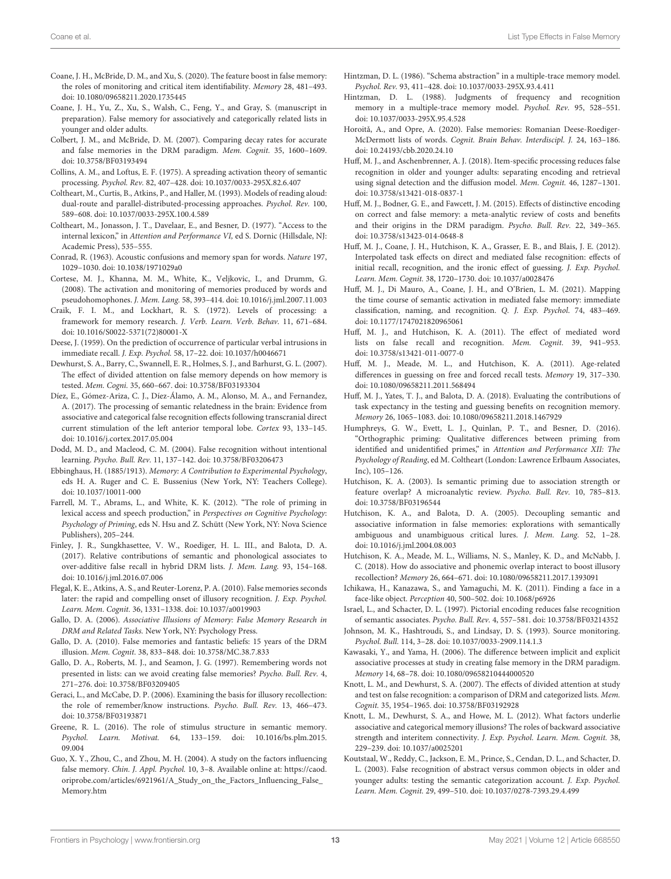Coane, J. H., McBride, D. M., and Xu, S. (2020). The feature boost in false memory: the roles of monitoring and critical item identifiability. *Memory* 28, 481–493. doi: 10.1080/09658211.2020.1735445

Coane, J. H., Yu, Z., Xu, S., Walsh, C., Feng, Y., and Gray, S. (manuscript in preparation). False memory for associatively and categorically related lists in younger and older adults.

Colbert, J. M., and McBride, D. M. (2007). Comparing decay rates for accurate and false memories in the DRM paradigm. *Mem. Cognit.* 35, 1600–1609. doi: 10.3758/BF03193494

Collins, A. M., and Loftus, E. F. (1975). A spreading activation theory of semantic processing. *Psychol. Rev.* 82, 407–428. doi: 10.1037/0033-295X.82.6.407

Coltheart, M., Curtis, B., Atkins, P., and Haller, M. (1993). Models of reading aloud: dual-route and parallel-distributed-processing approaches. *Psychol. Rev.* 100, 589–608. doi: 10.1037/0033-295X.100.4.589

Coltheart, M., Jonasson, J. T., Davelaar, E., and Besner, D. (1977). "Access to the internal lexicon," in *Attention and Performance VI*, ed S. Dornic (Hillsdale, NJ: Academic Press), 535–555.

Conrad, R. (1963). Acoustic confusions and memory span for words. *Nature* 197, 1029–1030. doi: 10.1038/1971029a0

Cortese, M. J., Khanna, M. M., White, K., Veljkovic, I., and Drumm, G. (2008). The activation and monitoring of memories produced by words and pseudohomophones. *J. Mem. Lang.* 58, 393–414. doi: 10.1016/j.jml.2007.11.003

Craik, F. I. M., and Lockhart, R. S. (1972). Levels of processing: a framework for memory research. *J. Verb. Learn. Verb. Behav.* 11, 671–684. doi: 10.1016/S0022-5371(72)80001-X

Deese, J. (1959). On the prediction of occurrence of particular verbal intrusions in immediate recall. *J. Exp. Psychol.* 58, 17–22. doi: 10.1037/h0046671

Dewhurst, S. A., Barry, C., Swannell, E. R., Holmes, S. J., and Barhurst, G. L. (2007). The effect of divided attention on false memory depends on how memory is tested. *Mem. Cogni.* 35, 660–667. doi: 10.3758/BF03193304

Díez, E., Gómez-Ariza, C. J., Díez-Álamo, A. M., Alonso, M. A., and Fernandez, A. (2017). The processing of semantic relatedness in the brain: Evidence from associative and categorical false recognition effects following transcranial direct current stimulation of the left anterior temporal lobe. *Cortex* 93, 133–145. doi: 10.1016/j.cortex.2017.05.004

Dodd, M. D., and Macleod, C. M. (2004). False recognition without intentional learning. *Psycho. Bull. Rev.* 11, 137–142. doi: 10.3758/BF03206473

Ebbinghaus, H. (1885/1913). *Memory: A Contribution to Experimental Psychology*, eds H. A. Ruger and C. E. Bussenius (New York, NY: Teachers College). doi: 10.1037/10011-000

Farrell, M. T., Abrams, L., and White, K. K. (2012). "The role of priming in lexical access and speech production," in *Perspectives on Cognitive Psychology: Psychology of Priming*, eds N. Hsu and Z. Schütt (New York, NY: Nova Science Publishers), 205–244.

Finley, J. R., Sungkhasettee, V. W., Roediger, H. L. III., and Balota, D. A. (2017). Relative contributions of semantic and phonological associates to over-additive false recall in hybrid DRM lists. *J. Mem. Lang.* 93, 154–168. doi: 10.1016/j.jml.2016.07.006

Flegal, K. E., Atkins, A. S., and Reuter-Lorenz, P. A. (2010). False memories seconds later: the rapid and compelling onset of illusory recognition. *J. Exp. Psychol. Learn. Mem. Cognit.* 36, 1331–1338. doi: 10.1037/a0019903

Gallo, D. A. (2006). *Associative Illusions of Memory: False Memory Research in DRM and Related Tasks.* New York, NY: Psychology Press.

Gallo, D. A. (2010). False memories and fantastic beliefs: 15 years of the DRM illusion. *Mem. Cognit.* 38, 833–848. doi: 10.3758/MC.38.7.833

Gallo, D. A., Roberts, M. J., and Seamon, J. G. (1997). Remembering words not presented in lists: can we avoid creating false memories? *Psycho. Bull. Rev.* 4, 271–276. doi: 10.3758/BF03209405

Geraci, L., and McCabe, D. P. (2006). Examining the basis for illusory recollection: the role of remember/know instructions. *Psycho. Bull. Rev.* 13, 466–473. doi: 10.3758/BF03193871

Greene, R. L. (2016). The role of stimulus structure in semantic memory. *Psychol. Learn. Motivat.* 64, 133–159. doi: 10.1016/bs.plm.2015.09.004

Guo, X. Y., Zhou, C., and Zhou, M. H. (2004). A study on the factors influencing false memory. *Chin. J. Appl. Psychol.* 10, 3–8. Available online at: https://caod.oriprobe.com/articles/6921961/A_Study_on_the_Factors_Influencing_False_Memory.htm

Hintzman, D. L. (1986). "Schema abstraction" in a multiple-trace memory model. *Psychol. Rev.* 93, 411–428. doi: 10.1037/0033-295X.93.4.411

Hintzman, D. L. (1988). Judgments of frequency and recognition memory in a multiple-trace memory model. *Psychol. Rev.* 95, 528–551. doi: 10.1037/0033-295X.95.4.528

Horoită, A., and Opre, A. (2020). False memories: Romanian Deese-Roediger-McDermott lists of words. *Cognit. Brain Behav. Interdiscipl. J.* 24, 163–186. doi: 10.24193/cbb.2020.24.10

Huff, M. J., and Aschenbrenner, A. J. (2018). Item-specific processing reduces false recognition in older and younger adults: separating encoding and retrieval using signal detection and the diffusion model. *Mem. Cognit.* 46, 1287–1301. doi: 10.3758/s13421-018-0837-1

Huff, M. J., Bodner, G. E., and Fawcett, J. M. (2015). Effects of distinctive encoding on correct and false memory: a meta-analytic review of costs and benefits and their origins in the DRM paradigm. *Psycho. Bull. Rev.* 22, 349–365. doi: 10.3758/s13423-014-0648-8

Huff, M. J., Coane, J. H., Hutchison, K. A., Grasser, E. B., and Blais, J. E. (2012). Interpolated task effects on direct and mediated false recognition: effects of initial recall, recognition, and the ironic effect of guessing. *J. Exp. Psychol. Learn. Mem. Cognit.* 38, 1720–1730. doi: 10.1037/a0028476

Huff, M. J., Di Mauro, A., Coane, J. H., and O'Brien, L. M. (2021). Mapping the time course of semantic activation in mediated false memory: immediate classification, naming, and recognition. *Q. J. Exp. Psychol.* 74, 483–469. doi: 10.1177/1747021820965061

Huff, M. J., and Hutchison, K. A. (2011). The effect of mediated word lists on false recall and recognition. *Mem. Cognit.* 39, 941–953. doi: 10.3758/s13421-011-0077-0

Huff, M. J., Meade, M. L., and Hutchison, K. A. (2011). Age-related differences in guessing on free and forced recall tests. *Memory* 19, 317–330. doi: 10.1080/09658211.2011.568494

Huff, M. J., Yates, T. J., and Balota, D. A. (2018). Evaluating the contributions of task expectancy in the testing and guessing benefits on recognition memory. *Memory* 26, 1065–1083. doi: 10.1080/09658211.2018.1467929

Humphreys, G. W., Evett, L. J., Quinlan, P. T., and Besner, D. (2016). "Orthographic priming: Qualitative differences between priming from identified and unidentified primes," in *Attention and Performance XII: The Psychology of Reading*, ed M. Coltheart (London: Lawrence Erlbaum Associates, Inc), 105–126.

Hutchison, K. A. (2003). Is semantic priming due to association strength or feature overlap? A microanalytic review. *Psycho. Bull. Rev.* 10, 785–813. doi: 10.3758/BF03196544

Hutchison, K. A., and Balota, D. A. (2005). Decoupling semantic and associative information in false memories: explorations with semantically ambiguous and unambiguous critical lures. *J. Mem. Lang.* 52, 1–28. doi: 10.1016/j.jml.2004.08.003

Hutchison, K. A., Meade, M. L., Williams, N. S., Manley, K. D., and McNabb, J. C. (2018). How do associative and phonemic overlap interact to boost illusory recollection? *Memory* 26, 664–671. doi: 10.1080/09658211.2017.1393091

Ichikawa, H., Kanazawa, S., and Yamaguchi, M. K. (2011). Finding a face in a face-like object. *Perception* 40, 500–502. doi: 10.1068/p6926

Israel, L., and Schacter, D. L. (1997). Pictorial encoding reduces false recognition of semantic associates. *Psycho. Bull. Rev.* 4, 557–581. doi: 10.3758/BF03214352

Johnson, M. K., Hashtroudi, S., and Lindsay, D. S. (1993). Source monitoring. *Psychol. Bull.* 114, 3–28. doi: 10.1037/0033-2909.114.1.3

Kawasaki, Y., and Yama, H. (2006). The difference between implicit and explicit associative processes at study in creating false memory in the DRM paradigm. *Memory* 14, 68–78. doi: 10.1080/09658210444000520

Knott, L. M., and Dewhurst, S. A. (2007). The effects of divided attention at study and test on false recognition: a comparison of DRM and categorized lists. *Mem. Cognit.* 35, 1954–1965. doi: 10.3758/BF03192928

Knott, L. M., Dewhurst, S. A., and Howe, M. L. (2012). What factors underlie associative and categorical memory illusions? The roles of backward associative strength and interitem connectivity. *J. Exp. Psychol. Learn. Mem. Cognit.* 38, 229–239. doi: 10.1037/a0025201

Koutstaal, W., Reddy, C., Jackson, E. M., Prince, S., Cendan, D. L., and Schacter, D. L. (2003). False recognition of abstract versus common objects in older and younger adults: testing the semantic categorization account. *J. Exp. Psychol. Learn. Mem. Cognit.* 29, 499–510. doi: 10.1037/0278-7393.29.4.499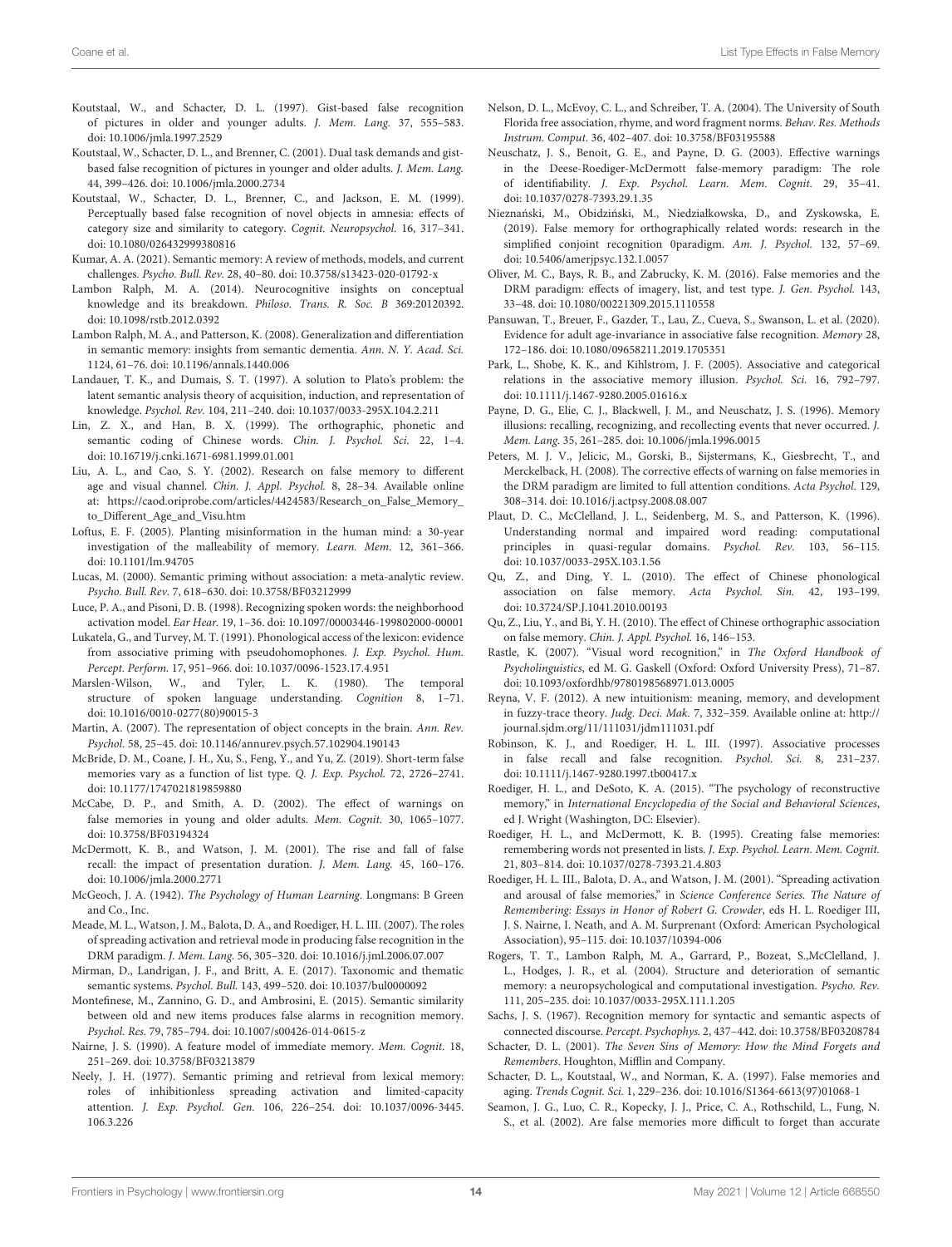Koutstaal, W., and Schacter, D. L. (1997). Gist-based false recognition of pictures in older and younger adults. *J. Mem. Lang.* 37, 555–583. doi: 10.1006/jmla.1997.2529

Koutstaal, W., Schacter, D. L., and Brenner, C. (2001). Dual task demands and gist-based false recognition of pictures in younger and older adults. *J. Mem. Lang.* 44, 399–426. doi: 10.1006/jmla.2000.2734

Koutstaal, W., Schacter, D. L., Brenner, C., and Jackson, E. M. (1999). Perceptually based false recognition of novel objects in amnesia: effects of category size and similarity to category. *Cognit. Neuropsychol.* 16, 317–341. doi: 10.1080/026432999380816

Kumar, A. A. (2021). Semantic memory: A review of methods, models, and current challenges. *Psycho. Bull. Rev.* 28, 40–80. doi: 10.3758/s13423-020-01792-x

Lambon Ralph, M. A. (2014). Neurocognitive insights on conceptual knowledge and its breakdown. *Philoso. Trans. R. Soc. B* 369:20120392. doi: 10.1098/rstb.2012.0392

Lambon Ralph, M. A., and Patterson, K. (2008). Generalization and differentiation in semantic memory: insights from semantic dementia. *Ann. N. Y. Acad. Sci.* 1124, 61–76. doi: 10.1196/annals.1440.006

Landauer, T. K., and Dumais, S. T. (1997). A solution to Plato's problem: the latent semantic analysis theory of acquisition, induction, and representation of knowledge. *Psychol. Rev.* 104, 211–240. doi: 10.1037/0033-295X.104.2.211

Lin, Z. X., and Han, B. X. (1999). The orthographic, phonetic and semantic coding of Chinese words. *Chin. J. Psychol. Sci.* 22, 1–4. doi: 10.16719/j.cnki.1671-6981.1999.01.001

Liu, A. L., and Cao, S. Y. (2002). Research on false memory to different age and visual channel. *Chin. J. Appl. Psychol.* 8, 28–34. Available online at: https://caod.oriprobe.com/articles/4424583/Research_on_False_Memory_to_Different_Age_and_Visu.htm

Loftus, E. F. (2005). Planting misinformation in the human mind: a 30-year investigation of the malleability of memory. *Learn. Mem.* 12, 361–366. doi: 10.1101/lm.94705

Lucas, M. (2000). Semantic priming without association: a meta-analytic review. *Psycho. Bull. Rev.* 7, 618–630. doi: 10.3758/BF03212999

Luce, P. A., and Pisoni, D. B. (1998). Recognizing spoken words: the neighborhood activation model. *Ear Hear.* 19, 1–36. doi: 10.1097/00003446-199802000-00001

Lukatela, G., and Turvey, M. T. (1991). Phonological access of the lexicon: evidence from associative priming with pseudohomophones. *J. Exp. Psychol. Hum. Percept. Perform.* 17, 951–966. doi: 10.1037/0096-1523.17.4.951

Marslen-Wilson, W., and Tyler, L. K. (1980). The temporal structure of spoken language understanding. *Cognition* 8, 1–71. doi: 10.1016/0010-0277(80)90015-3

Martin, A. (2007). The representation of object concepts in the brain. *Ann. Rev. Psychol.* 58, 25–45. doi: 10.1146/annurev.psych.57.102904.190143

McBride, D. M., Coane, J. H., Xu, S., Feng, Y., and Yu, Z. (2019). Short-term false memories vary as a function of list type. *Q. J. Exp. Psychol.* 72, 2726–2741. doi: 10.1177/1747021819859880

McCabe, D. P., and Smith, A. D. (2002). The effect of warnings on false memories in young and older adults. *Mem. Cognit.* 30, 1065–1077. doi: 10.3758/BF03194324

McDermott, K. B., and Watson, J. M. (2001). The rise and fall of false recall: the impact of presentation duration. *J. Mem. Lang.* 45, 160–176. doi: 10.1006/jmla.2000.2771

McGeoch, J. A. (1942). *The Psychology of Human Learning*. Longmans: B Green and Co., Inc.

Meade, M. L., Watson, J. M., Balota, D. A., and Roediger, H. L. III. (2007). The roles of spreading activation and retrieval mode in producing false recognition in the DRM paradigm. *J. Mem. Lang.* 56, 305–320. doi: 10.1016/j.jml.2006.07.007

Mirman, D., Landrigan, J. F., and Britt, A. E. (2017). Taxonomic and thematic semantic systems. *Psychol. Bull.* 143, 499–520. doi: 10.1037/bul0000092

Montefinese, M., Zannino, G. D., and Ambrosini, E. (2015). Semantic similarity between old and new items produces false alarms in recognition memory. *Psychol. Res.* 79, 785–794. doi: 10.1007/s00426-014-0615-z

Nairne, J. S. (1990). A feature model of immediate memory. *Mem. Cognit.* 18, 251–269. doi: 10.3758/BF03213879

Neely, J. H. (1977). Semantic priming and retrieval from lexical memory: roles of inhibitionless spreading activation and limited-capacity attention. *J. Exp. Psychol. Gen.* 106, 226–254. doi: 10.1037/0096-3445.106.3.226

Nelson, D. L., McEvoy, C. L., and Schreiber, T. A. (2004). The University of South Florida free association, rhyme, and word fragment norms. *Behav. Res. Methods Instrum. Comput.* 36, 402–407. doi: 10.3758/BF03195588

Neuschatz, J. S., Benoit, G. E., and Payne, D. G. (2003). Effective warnings in the Deese-Roediger-McDermott false-memory paradigm: The role of identifiability. *J. Exp. Psychol. Learn. Mem. Cognit.* 29, 35–41. doi: 10.1037/0278-7393.29.1.35

Nieznański, M., Obidziński, M., Niedziałkowska, D., and Zyskowska, E. (2019). False memory for orthographically related words: research in the simplified conjoint recognition 0paradigm. *Am. J. Psychol.* 132, 57–69. doi: 10.5406/amerjpsyc.132.1.0057

Oliver, M. C., Bays, R. B., and Zabrucky, K. M. (2016). False memories and the DRM paradigm: effects of imagery, list, and test type. *J. Gen. Psychol.* 143, 33–48. doi: 10.1080/00221309.2015.1110558

Pansuwan, T., Breuer, F., Gazder, T., Lau, Z., Cueva, S., Swanson, L. et al. (2020). Evidence for adult age-invariance in associative false recognition. *Memory* 28, 172–186. doi: 10.1080/09658211.2019.1705351

Park, L., Shobe, K. K., and Kihlstrom, J. F. (2005). Associative and categorical relations in the associative memory illusion. *Psychol. Sci.* 16, 792–797. doi: 10.1111/j.1467-9280.2005.01616.x

Payne, D. G., Elie, C. J., Blackwell, J. M., and Neuschatz, J. S. (1996). Memory illusions: recalling, recognizing, and recollecting events that never occurred. *J. Mem. Lang.* 35, 261–285. doi: 10.1006/jmla.1996.0015

Peters, M. J. V., Jelicic, M., Gorski, B., Sijstermans, K., Giesbrecht, T., and Merckelbach, H. (2008). The corrective effects of warning on false memories in the DRM paradigm are limited to full attention conditions. *Acta Psychol.* 129, 308–314. doi: 10.1016/j.actpsy.2008.08.007

Plaut, D. C., McClelland, J. L., Seidenberg, M. S., and Patterson, K. (1996). Understanding normal and impaired word reading: computational principles in quasi-regular domains. *Psychol. Rev.* 103, 56–115. doi: 10.1037/0033-295X.103.1.56

Qu, Z., and Ding, Y. L. (2010). The effect of Chinese phonological association on false memory. *Acta Psychol. Sin.* 42, 193–199. doi: 10.3724/SP.J.1041.2010.00193

Qu, Z., Liu, Y., and Bi, Y. H. (2010). The effect of Chinese orthographic association on false memory. *Chin. J. Appl. Psychol.* 16, 146–153.

Rastle, K. (2007). "Visual word recognition," in *The Oxford Handbook of Psycholinguistics*, ed M. G. Gaskell (Oxford: Oxford University Press), 71–87. doi: 10.1093/oxfordhb/9780198568971.013.0005

Reyna, V. F. (2012). A new intuitionism: meaning, memory, and development in fuzzy-trace theory. *Judg. Deci. Mak.* 7, 332–359. Available online at: http://journal.sjdm.org/11/111031/jdm111031.pdf

Robinson, K. J., and Roediger, H. L. III. (1997). Associative processes in false recall and false recognition. *Psychol. Sci.* 8, 231–237. doi: 10.1111/j.1467-9280.1997.tb00417.x

Roediger, H. L., and DeSoto, K. A. (2015). "The psychology of reconstructive memory," in *International Encyclopedia of the Social and Behavioral Sciences*, ed J. Wright (Washington, DC: Elsevier).

Roediger, H. L., and McDermott, K. B. (1995). Creating false memories: remembering words not presented in lists. *J. Exp. Psychol. Learn. Mem. Cognit.* 21, 803–814. doi: 10.1037/0278-7393.21.4.803

Roediger, H. L. III., Balota, D. A., and Watson, J. M. (2001). "Spreading activation and arousal of false memories," in *Science Conference Series. The Nature of Remembering: Essays in Honor of Robert G. Crowder*, eds H. L. Roediger III, J. S. Nairne, I. Neath, and A. M. Surprenant (Oxford: American Psychological Association), 95–115. doi: 10.1037/10394-006

Rogers, T. T., Lambon Ralph, M. A., Garrard, P., Bozeat, S.,McClelland, J. L., Hodges, J. R., et al. (2004). Structure and deterioration of semantic memory: a neuropsychological and computational investigation. *Psycho. Rev.* 111, 205–235. doi: 10.1037/0033-295X.111.1.205

Sachs, J. S. (1967). Recognition memory for syntactic and semantic aspects of connected discourse. *Percept. Psychophys.* 2, 437–442. doi: 10.3758/BF03208784

Schacter, D. L. (2001). *The Seven Sins of Memory: How the Mind Forgets and Remembers*. Houghton, Mifflin and Company.

Schacter, D. L., Koutstaal, W., and Norman, K. A. (1997). False memories and aging. *Trends Cognit. Sci.* 1, 229–236. doi: 10.1016/S1364-6613(97)01068-1

Seamon, J. G., Luo, C. R., Kopecky, J. J., Price, C. A., Rothschild, L., Fung, N. S., et al. (2002). Are false memories more difficult to forget than accurate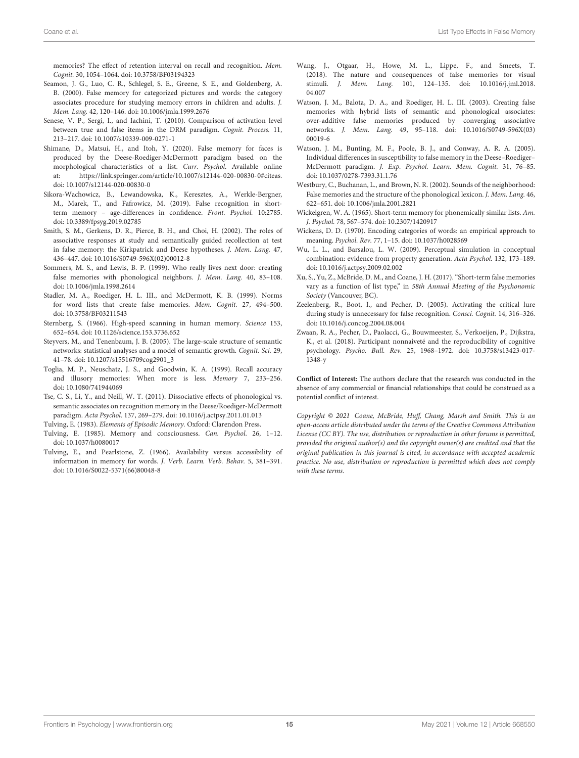memories? The effect of retention interval on recall and recognition. *Mem. Cognit.* 30, 1054–1064. doi: 10.3758/BF03194323

Seamon, J. G., Luo, C. R., Schlegel, S. E., Greene, S. E., and Goldenberg, A. B. (2000). False memory for categorized pictures and words: the category associates procedure for studying memory errors in children and adults. *J. Mem. Lang.* 42, 120–146. doi: 10.1006/jmla.1999.2676

Senese, V. P., Sergi, I., and Iachini, T. (2010). Comparison of activation level between true and false items in the DRM paradigm. *Cognit. Process.* 11, 213–217. doi: 10.1007/s10339-009-0271-1

Shimane, D., Matsui, H., and Itoh, Y. (2020). False memory for faces is produced by the Deese-Roediger-McDermott paradigm based on the morphological characteristics of a list. *Curr. Psychol.* Available online at: https://link.springer.com/article/10.1007/s12144-020-00830-0#citeas. doi: 10.1007/s12144-020-00830-0

Sikora-Wachowicz, B., Lewandowska, K., Keresztes, A., Werkle-Bergner, M., Marek, T., and Fafrowicz, M. (2019). False recognition in short-term memory – age-differences in confidence. *Front. Psychol.* 10:2785. doi: 10.3389/fpsyg.2019.02785

Smith, S. M., Gerkens, D. R., Pierce, B. H., and Choi, H. (2002). The roles of associative responses at study and semantically guided recollection at test in false memory: the Kirkpatrick and Deese hypotheses. *J. Mem. Lang.* 47, 436–447. doi: 10.1016/S0749-596X(02)00012-8

Sommers, M. S., and Lewis, B. P. (1999). Who really lives next door: creating false memories with phonological neighbors. *J. Mem. Lang.* 40, 83–108. doi: 10.1006/jmla.1998.2614

Stadler, M. A., Roediger, H. L. III., and McDermott, K. B. (1999). Norms for word lists that create false memories. *Mem. Cognit.* 27, 494–500. doi: 10.3758/BF03211543

Sternberg, S. (1966). High-speed scanning in human memory. *Science* 153, 652–654. doi: 10.1126/science.153.3736.652

Steyvers, M., and Tenenbaum, J. B. (2005). The large-scale structure of semantic networks: statistical analyses and a model of semantic growth. *Cognit. Sci.* 29, 41–78. doi: 10.1207/s15516709cog2901_3

Toglia, M. P., Neuschatz, J. S., and Goodwin, K. A. (1999). Recall accuracy and illusory memories: When more is less. *Memory* 7, 233–256. doi: 10.1080/741944069

Tse, C. S., Li, Y., and Neill, W. T. (2011). Dissociative effects of phonological vs. semantic associates on recognition memory in the Deese/Roediger-McDermott paradigm. *Acta Psychol.* 137, 269–279. doi: 10.1016/j.actpsy.2011.01.013

Tulving, E. (1983). *Elements of Episodic Memory.* Oxford: Clarendon Press.

Tulving, E. (1985). Memory and consciousness. *Can. Psychol.* 26, 1–12. doi: 10.1037/h0080017

Tulving, E., and Pearlstone, Z. (1966). Availability versus accessibility of information in memory for words. *J. Verb. Learn. Verb. Behav.* 5, 381–391. doi: 10.1016/S0022-5371(66)80048-8

Wang, J., Otgaar, H., Howe, M. L., Lippe, F., and Smeets, T. (2018). The nature and consequences of false memories for visual stimuli. *J. Mem. Lang.* 101, 124–135. doi: 10.1016/j.jml.2018.04.007

Watson, J. M., Balota, D. A., and Roediger, H. L. III. (2003). Creating false memories with hybrid lists of semantic and phonological associates: over-additive false memories produced by converging associative networks. *J. Mem. Lang.* 49, 95–118. doi: 10.1016/S0749-596X(03)00019-6

Watson, J. M., Bunting, M. F., Poole, B. J., and Conway, A. R. A. (2005). Individual differences in susceptibility to false memory in the Deese–Roediger–McDermott paradigm. *J. Exp. Psychol. Learn. Mem. Cognit.* 31, 76–85. doi: 10.1037/0278-7393.31.1.76

Westbury, C., Buchanan, L., and Brown, N. R. (2002). Sounds of the neighborhood: False memories and the structure of the phonological lexicon. *J. Mem. Lang.* 46, 622–651. doi: 10.1006/jmla.2001.2821

Wickelgren, W. A. (1965). Short-term memory for phonemically similar lists. *Am. J. Psychol.* 78, 567–574. doi: 10.2307/1420917

Wickens, D. D. (1970). Encoding categories of words: an empirical approach to meaning. *Psychol. Rev.* 77, 1–15. doi: 10.1037/h0028569

Wu, L. L., and Barsalou, L. W. (2009). Perceptual simulation in conceptual combination: evidence from property generation. *Acta Psychol.* 132, 173–189. doi: 10.1016/j.actpsy.2009.02.002

Xu, S., Yu, Z., McBride, D. M., and Coane, J. H. (2017). "Short-term false memories vary as a function of list type," in *58th Annual Meeting of the Psychonomic Society* (Vancouver, BC).

Zeelenberg, R., Boot, I., and Pecher, D. (2005). Activating the critical lure during study is unnecessary for false recognition. *Consci. Cognit.* 14, 316–326. doi: 10.1016/j.concog.2004.08.004

Zwaan, R. A., Pecher, D., Paolacci, G., Bouwmeester, S., Verkoeijen, P., Dijkstra, K., et al. (2018). Participant nonnaiveté and the reproducibility of cognitive psychology. *Psycho. Bull. Rev.* 25, 1968–1972. doi: 10.3758/s13423-017-1348-y

**Conflict of Interest:** The authors declare that the research was conducted in the absence of any commercial or financial relationships that could be construed as a potential conflict of interest.

*Copyright © 2021 Coane, McBride, Huff, Chang, Marsh and Smith. This is an open-access article distributed under the terms of the Creative Commons Attribution License (CC BY). The use, distribution or reproduction in other forums is permitted, provided the original author(s) and the copyright owner(s) are credited and that the original publication in this journal is cited, in accordance with accepted academic practice. No use, distribution or reproduction is permitted which does not comply with these terms.*